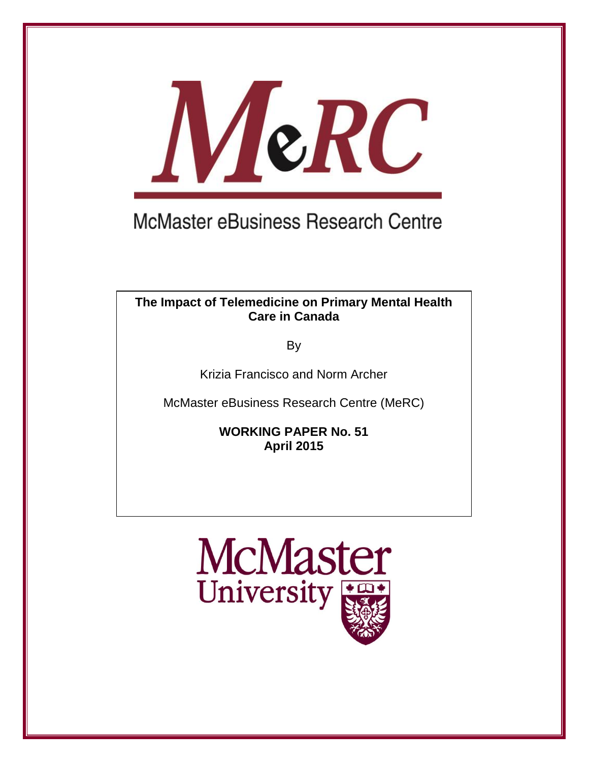MeRC

McMaster eBusiness Research Centre

**The Impact of Telemedicine on Primary Mental Health Care in Canada**

By

Krizia Francisco and Norm Archer

McMaster eBusiness Research Centre (MeRC)

**WORKING PAPER No. 51**
**April 2015**

McMaster University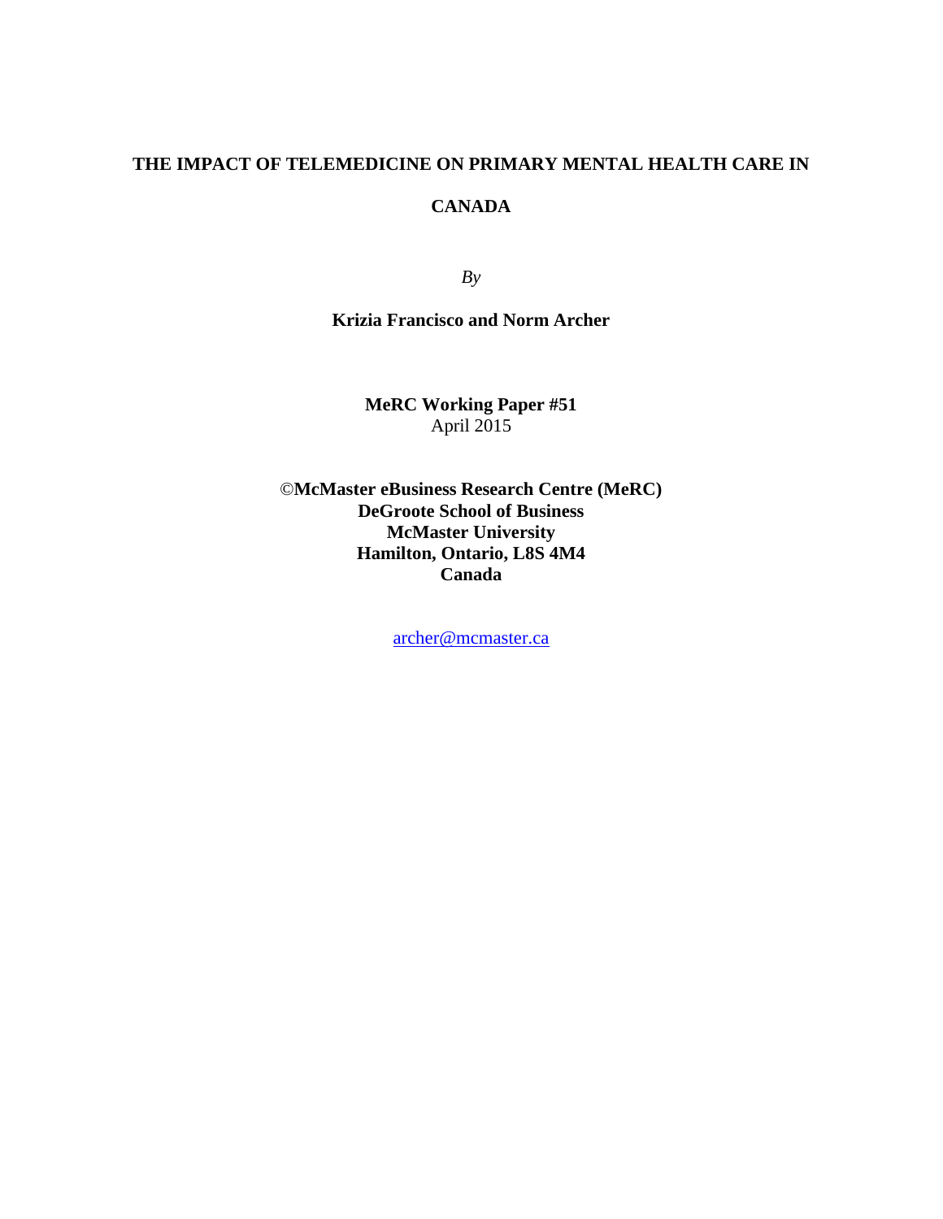# THE IMPACT OF TELEMEDICINE ON PRIMARY MENTAL HEALTH CARE IN CANADA

*By*

**Krizia Francisco and Norm Archer**

**MeRC Working Paper #51**
April 2015

**©McMaster eBusiness Research Centre (MeRC)**
**DeGroote School of Business**
**McMaster University**
**Hamilton, Ontario, L8S 4M4**
**Canada**

archer@mcmaster.ca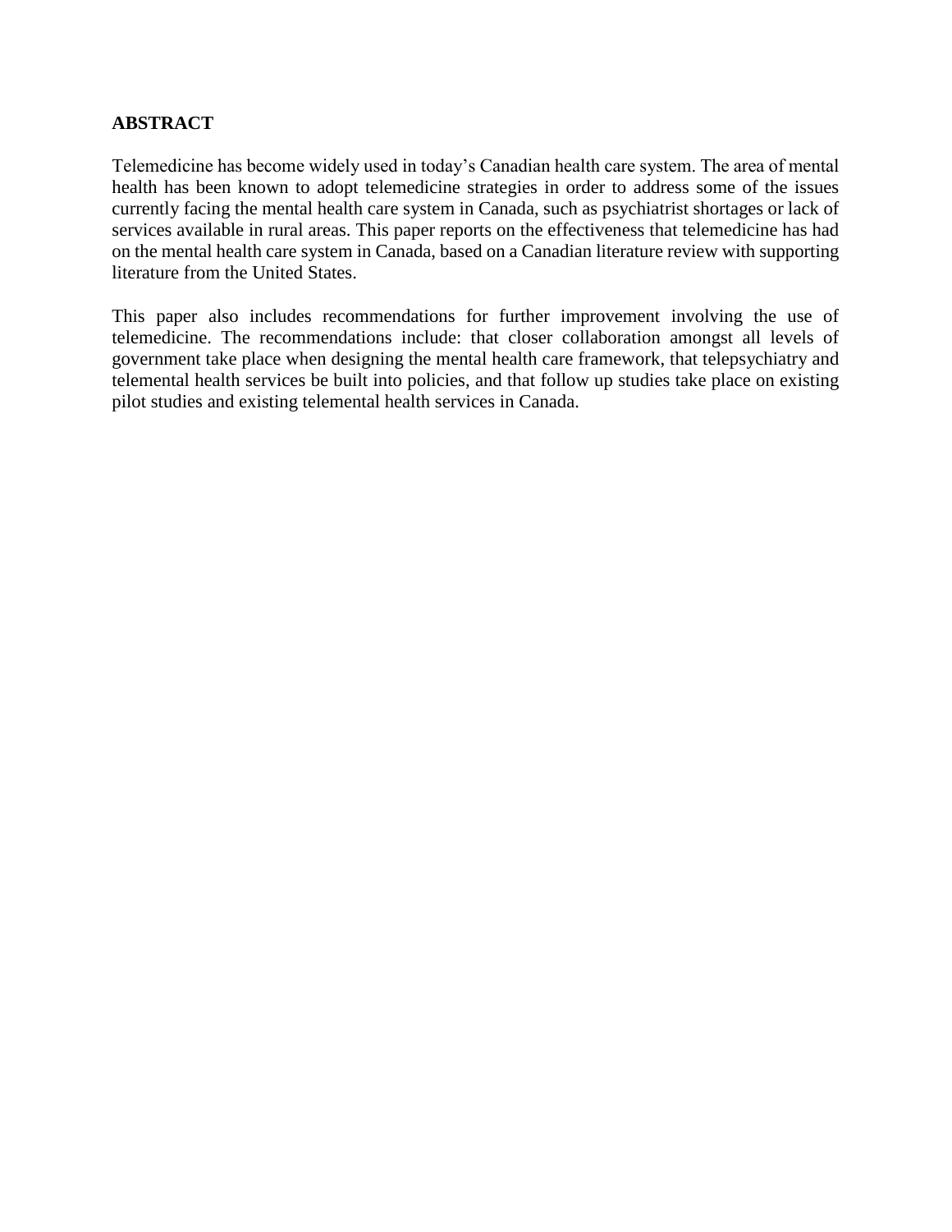## ABSTRACT

Telemedicine has become widely used in today's Canadian health care system. The area of mental health has been known to adopt telemedicine strategies in order to address some of the issues currently facing the mental health care system in Canada, such as psychiatrist shortages or lack of services available in rural areas. This paper reports on the effectiveness that telemedicine has had on the mental health care system in Canada, based on a Canadian literature review with supporting literature from the United States.

This paper also includes recommendations for further improvement involving the use of telemedicine. The recommendations include: that closer collaboration amongst all levels of government take place when designing the mental health care framework, that telepsychiatry and telemental health services be built into policies, and that follow up studies take place on existing pilot studies and existing telemental health services in Canada.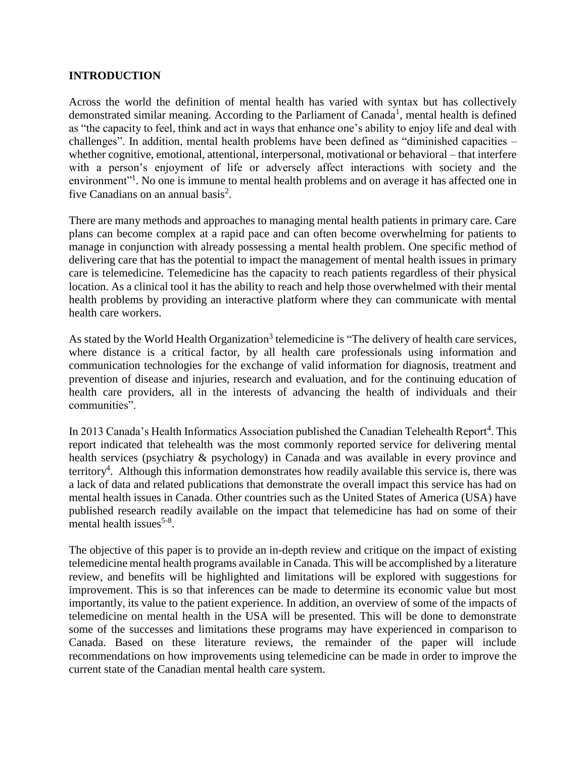## INTRODUCTION

Across the world the definition of mental health has varied with syntax but has collectively demonstrated similar meaning. According to the Parliament of Canada[1], mental health is defined as "the capacity to feel, think and act in ways that enhance one's ability to enjoy life and deal with challenges". In addition, mental health problems have been defined as "diminished capacities – whether cognitive, emotional, attentional, interpersonal, motivational or behavioral – that interfere with a person's enjoyment of life or adversely affect interactions with society and the environment"[1]. No one is immune to mental health problems and on average it has affected one in five Canadians on an annual basis[2].

There are many methods and approaches to managing mental health patients in primary care. Care plans can become complex at a rapid pace and can often become overwhelming for patients to manage in conjunction with already possessing a mental health problem. One specific method of delivering care that has the potential to impact the management of mental health issues in primary care is telemedicine. Telemedicine has the capacity to reach patients regardless of their physical location. As a clinical tool it has the ability to reach and help those overwhelmed with their mental health problems by providing an interactive platform where they can communicate with mental health care workers.

As stated by the World Health Organization[3] telemedicine is "The delivery of health care services, where distance is a critical factor, by all health care professionals using information and communication technologies for the exchange of valid information for diagnosis, treatment and prevention of disease and injuries, research and evaluation, and for the continuing education of health care providers, all in the interests of advancing the health of individuals and their communities".

In 2013 Canada's Health Informatics Association published the Canadian Telehealth Report[4]. This report indicated that telehealth was the most commonly reported service for delivering mental health services (psychiatry & psychology) in Canada and was available in every province and territory[4]. Although this information demonstrates how readily available this service is, there was a lack of data and related publications that demonstrate the overall impact this service has had on mental health issues in Canada. Other countries such as the United States of America (USA) have published research readily available on the impact that telemedicine has had on some of their mental health issues[5-8].

The objective of this paper is to provide an in-depth review and critique on the impact of existing telemedicine mental health programs available in Canada. This will be accomplished by a literature review, and benefits will be highlighted and limitations will be explored with suggestions for improvement. This is so that inferences can be made to determine its economic value but most importantly, its value to the patient experience. In addition, an overview of some of the impacts of telemedicine on mental health in the USA will be presented. This will be done to demonstrate some of the successes and limitations these programs may have experienced in comparison to Canada. Based on these literature reviews, the remainder of the paper will include recommendations on how improvements using telemedicine can be made in order to improve the current state of the Canadian mental health care system.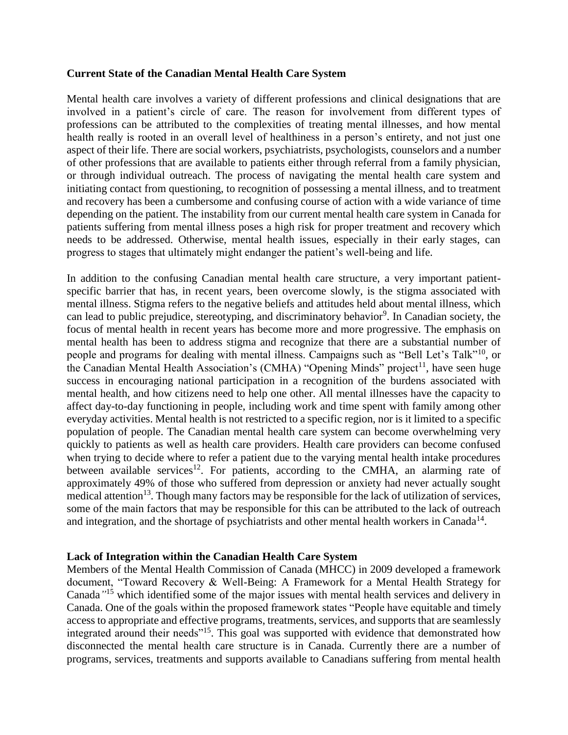**Current State of the Canadian Mental Health Care System**

Mental health care involves a variety of different professions and clinical designations that are involved in a patient's circle of care. The reason for involvement from different types of professions can be attributed to the complexities of treating mental illnesses, and how mental health really is rooted in an overall level of healthiness in a person's entirety, and not just one aspect of their life. There are social workers, psychiatrists, psychologists, counselors and a number of other professions that are available to patients either through referral from a family physician, or through individual outreach. The process of navigating the mental health care system and initiating contact from questioning, to recognition of possessing a mental illness, and to treatment and recovery has been a cumbersome and confusing course of action with a wide variance of time depending on the patient. The instability from our current mental health care system in Canada for patients suffering from mental illness poses a high risk for proper treatment and recovery which needs to be addressed. Otherwise, mental health issues, especially in their early stages, can progress to stages that ultimately might endanger the patient's well-being and life.

In addition to the confusing Canadian mental health care structure, a very important patient-specific barrier that has, in recent years, been overcome slowly, is the stigma associated with mental illness. Stigma refers to the negative beliefs and attitudes held about mental illness, which can lead to public prejudice, stereotyping, and discriminatory behavior[9]. In Canadian society, the focus of mental health in recent years has become more and more progressive. The emphasis on mental health has been to address stigma and recognize that there are a substantial number of people and programs for dealing with mental illness. Campaigns such as "Bell Let's Talk"[10], or the Canadian Mental Health Association's (CMHA) "Opening Minds" project[11], have seen huge success in encouraging national participation in a recognition of the burdens associated with mental health, and how citizens need to help one other. All mental illnesses have the capacity to affect day-to-day functioning in people, including work and time spent with family among other everyday activities. Mental health is not restricted to a specific region, nor is it limited to a specific population of people. The Canadian mental health care system can become overwhelming very quickly to patients as well as health care providers. Health care providers can become confused when trying to decide where to refer a patient due to the varying mental health intake procedures between available services[12]. For patients, according to the CMHA, an alarming rate of approximately 49% of those who suffered from depression or anxiety had never actually sought medical attention[13]. Though many factors may be responsible for the lack of utilization of services, some of the main factors that may be responsible for this can be attributed to the lack of outreach and integration, and the shortage of psychiatrists and other mental health workers in Canada[14].

**Lack of Integration within the Canadian Health Care System**

Members of the Mental Health Commission of Canada (MHCC) in 2009 developed a framework document, "Toward Recovery & Well-Being: A Framework for a Mental Health Strategy for Canada*"*[15] which identified some of the major issues with mental health services and delivery in Canada. One of the goals within the proposed framework states "People have equitable and timely access to appropriate and effective programs, treatments, services, and supports that are seamlessly integrated around their needs"[15]. This goal was supported with evidence that demonstrated how disconnected the mental health care structure is in Canada. Currently there are a number of programs, services, treatments and supports available to Canadians suffering from mental health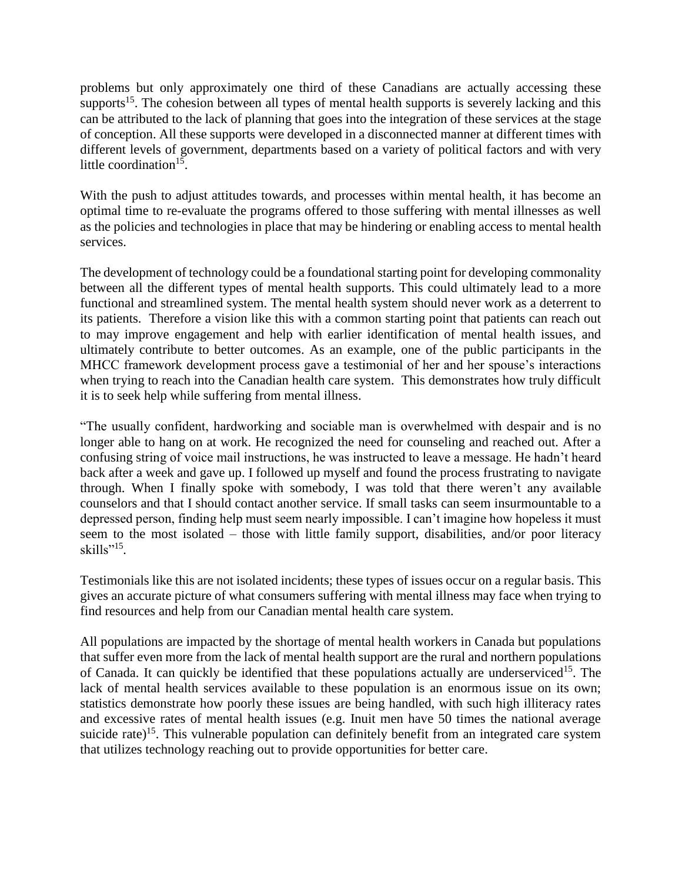problems but only approximately one third of these Canadians are actually accessing these supports[15]. The cohesion between all types of mental health supports is severely lacking and this can be attributed to the lack of planning that goes into the integration of these services at the stage of conception. All these supports were developed in a disconnected manner at different times with different levels of government, departments based on a variety of political factors and with very little coordination[15].

With the push to adjust attitudes towards, and processes within mental health, it has become an optimal time to re-evaluate the programs offered to those suffering with mental illnesses as well as the policies and technologies in place that may be hindering or enabling access to mental health services.

The development of technology could be a foundational starting point for developing commonality between all the different types of mental health supports. This could ultimately lead to a more functional and streamlined system. The mental health system should never work as a deterrent to its patients. Therefore a vision like this with a common starting point that patients can reach out to may improve engagement and help with earlier identification of mental health issues, and ultimately contribute to better outcomes. As an example, one of the public participants in the MHCC framework development process gave a testimonial of her and her spouse's interactions when trying to reach into the Canadian health care system. This demonstrates how truly difficult it is to seek help while suffering from mental illness.

"The usually confident, hardworking and sociable man is overwhelmed with despair and is no longer able to hang on at work. He recognized the need for counseling and reached out. After a confusing string of voice mail instructions, he was instructed to leave a message. He hadn't heard back after a week and gave up. I followed up myself and found the process frustrating to navigate through. When I finally spoke with somebody, I was told that there weren't any available counselors and that I should contact another service. If small tasks can seem insurmountable to a depressed person, finding help must seem nearly impossible. I can't imagine how hopeless it must seem to the most isolated – those with little family support, disabilities, and/or poor literacy skills"[15].

Testimonials like this are not isolated incidents; these types of issues occur on a regular basis. This gives an accurate picture of what consumers suffering with mental illness may face when trying to find resources and help from our Canadian mental health care system.

All populations are impacted by the shortage of mental health workers in Canada but populations that suffer even more from the lack of mental health support are the rural and northern populations of Canada. It can quickly be identified that these populations actually are underserviced[15]. The lack of mental health services available to these population is an enormous issue on its own; statistics demonstrate how poorly these issues are being handled, with such high illiteracy rates and excessive rates of mental health issues (e.g. Inuit men have 50 times the national average suicide rate)[15]. This vulnerable population can definitely benefit from an integrated care system that utilizes technology reaching out to provide opportunities for better care.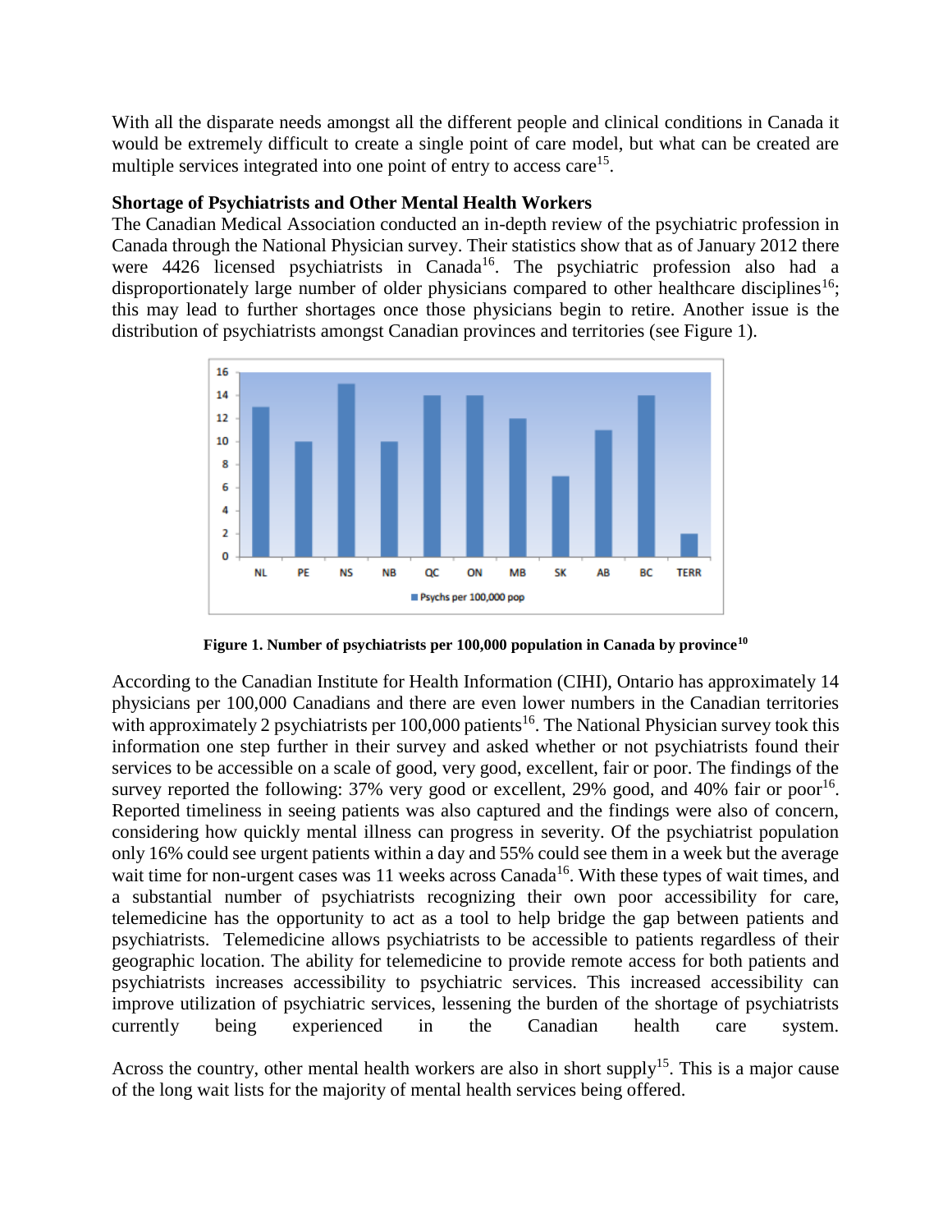With all the disparate needs amongst all the different people and clinical conditions in Canada it would be extremely difficult to create a single point of care model, but what can be created are multiple services integrated into one point of entry to access care[15].

**Shortage of Psychiatrists and Other Mental Health Workers**

The Canadian Medical Association conducted an in-depth review of the psychiatric profession in Canada through the National Physician survey. Their statistics show that as of January 2012 there were 4426 licensed psychiatrists in Canada[16]. The psychiatric profession also had a disproportionately large number of older physicians compared to other healthcare disciplines[16]; this may lead to further shortages once those physicians begin to retire. Another issue is the distribution of psychiatrists amongst Canadian provinces and territories (see Figure 1).

**Figure 1. Number of psychiatrists per 100,000 population in Canada by province[10]**

According to the Canadian Institute for Health Information (CIHI), Ontario has approximately 14 physicians per 100,000 Canadians and there are even lower numbers in the Canadian territories with approximately 2 psychiatrists per 100,000 patients[16]. The National Physician survey took this information one step further in their survey and asked whether or not psychiatrists found their services to be accessible on a scale of good, very good, excellent, fair or poor. The findings of the survey reported the following: 37% very good or excellent, 29% good, and 40% fair or poor[16]. Reported timeliness in seeing patients was also captured and the findings were also of concern, considering how quickly mental illness can progress in severity. Of the psychiatrist population only 16% could see urgent patients within a day and 55% could see them in a week but the average wait time for non-urgent cases was 11 weeks across Canada[16]. With these types of wait times, and a substantial number of psychiatrists recognizing their own poor accessibility for care, telemedicine has the opportunity to act as a tool to help bridge the gap between patients and psychiatrists. Telemedicine allows psychiatrists to be accessible to patients regardless of their geographic location. The ability for telemedicine to provide remote access for both patients and psychiatrists increases accessibility to psychiatric services. This increased accessibility can improve utilization of psychiatric services, lessening the burden of the shortage of psychiatrists currently being experienced in the Canadian health care system.

Across the country, other mental health workers are also in short supply[15]. This is a major cause of the long wait lists for the majority of mental health services being offered.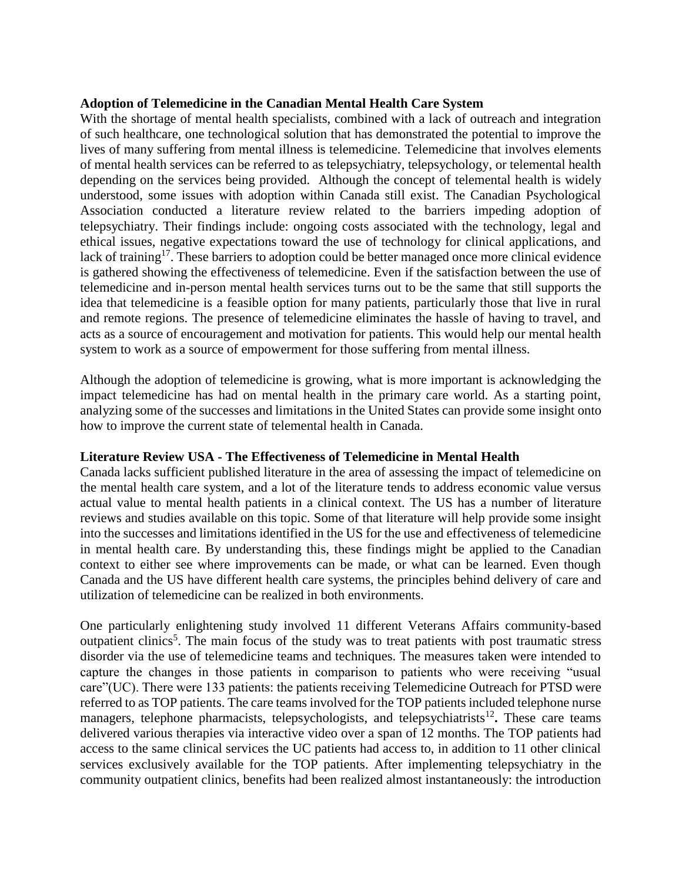**Adoption of Telemedicine in the Canadian Mental Health Care System**

With the shortage of mental health specialists, combined with a lack of outreach and integration of such healthcare, one technological solution that has demonstrated the potential to improve the lives of many suffering from mental illness is telemedicine. Telemedicine that involves elements of mental health services can be referred to as telepsychiatry, telepsychology, or telemental health depending on the services being provided. Although the concept of telemental health is widely understood, some issues with adoption within Canada still exist. The Canadian Psychological Association conducted a literature review related to the barriers impeding adoption of telepsychiatry. Their findings include: ongoing costs associated with the technology, legal and ethical issues, negative expectations toward the use of technology for clinical applications, and lack of training[17]. These barriers to adoption could be better managed once more clinical evidence is gathered showing the effectiveness of telemedicine. Even if the satisfaction between the use of telemedicine and in-person mental health services turns out to be the same that still supports the idea that telemedicine is a feasible option for many patients, particularly those that live in rural and remote regions. The presence of telemedicine eliminates the hassle of having to travel, and acts as a source of encouragement and motivation for patients. This would help our mental health system to work as a source of empowerment for those suffering from mental illness.

Although the adoption of telemedicine is growing, what is more important is acknowledging the impact telemedicine has had on mental health in the primary care world. As a starting point, analyzing some of the successes and limitations in the United States can provide some insight onto how to improve the current state of telemental health in Canada.

**Literature Review USA - The Effectiveness of Telemedicine in Mental Health**

Canada lacks sufficient published literature in the area of assessing the impact of telemedicine on the mental health care system, and a lot of the literature tends to address economic value versus actual value to mental health patients in a clinical context. The US has a number of literature reviews and studies available on this topic. Some of that literature will help provide some insight into the successes and limitations identified in the US for the use and effectiveness of telemedicine in mental health care. By understanding this, these findings might be applied to the Canadian context to either see where improvements can be made, or what can be learned. Even though Canada and the US have different health care systems, the principles behind delivery of care and utilization of telemedicine can be realized in both environments.

One particularly enlightening study involved 11 different Veterans Affairs community-based outpatient clinics[5]. The main focus of the study was to treat patients with post traumatic stress disorder via the use of telemedicine teams and techniques. The measures taken were intended to capture the changes in those patients in comparison to patients who were receiving "usual care"(UC). There were 133 patients: the patients receiving Telemedicine Outreach for PTSD were referred to as TOP patients. The care teams involved for the TOP patients included telephone nurse managers, telephone pharmacists, telepsychologists, and telepsychiatrists[12]**.** These care teams delivered various therapies via interactive video over a span of 12 months. The TOP patients had access to the same clinical services the UC patients had access to, in addition to 11 other clinical services exclusively available for the TOP patients. After implementing telepsychiatry in the community outpatient clinics, benefits had been realized almost instantaneously: the introduction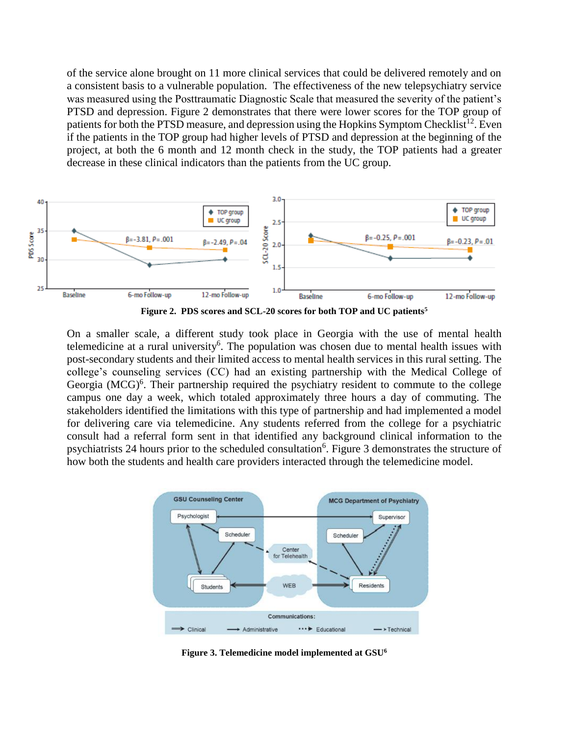of the service alone brought on 11 more clinical services that could be delivered remotely and on a consistent basis to a vulnerable population. The effectiveness of the new telepsychiatry service was measured using the Posttraumatic Diagnostic Scale that measured the severity of the patient's PTSD and depression. Figure 2 demonstrates that there were lower scores for the TOP group of patients for both the PTSD measure, and depression using the Hopkins Symptom Checklist[12]. Even if the patients in the TOP group had higher levels of PTSD and depression at the beginning of the project, at both the 6 month and 12 month check in the study, the TOP patients had a greater decrease in these clinical indicators than the patients from the UC group.

**Figure 2. PDS scores and SCL-20 scores for both TOP and UC patients[5]**

On a smaller scale, a different study took place in Georgia with the use of mental health telemedicine at a rural university[6]. The population was chosen due to mental health issues with post-secondary students and their limited access to mental health services in this rural setting. The college's counseling services (CC) had an existing partnership with the Medical College of Georgia (MCG)[6]. Their partnership required the psychiatry resident to commute to the college campus one day a week, which totaled approximately three hours a day of commuting. The stakeholders identified the limitations with this type of partnership and had implemented a model for delivering care via telemedicine. Any students referred from the college for a psychiatric consult had a referral form sent in that identified any background clinical information to the psychiatrists 24 hours prior to the scheduled consultation[6]. Figure 3 demonstrates the structure of how both the students and health care providers interacted through the telemedicine model.

**Figure 3. Telemedicine model implemented at GSU[6]**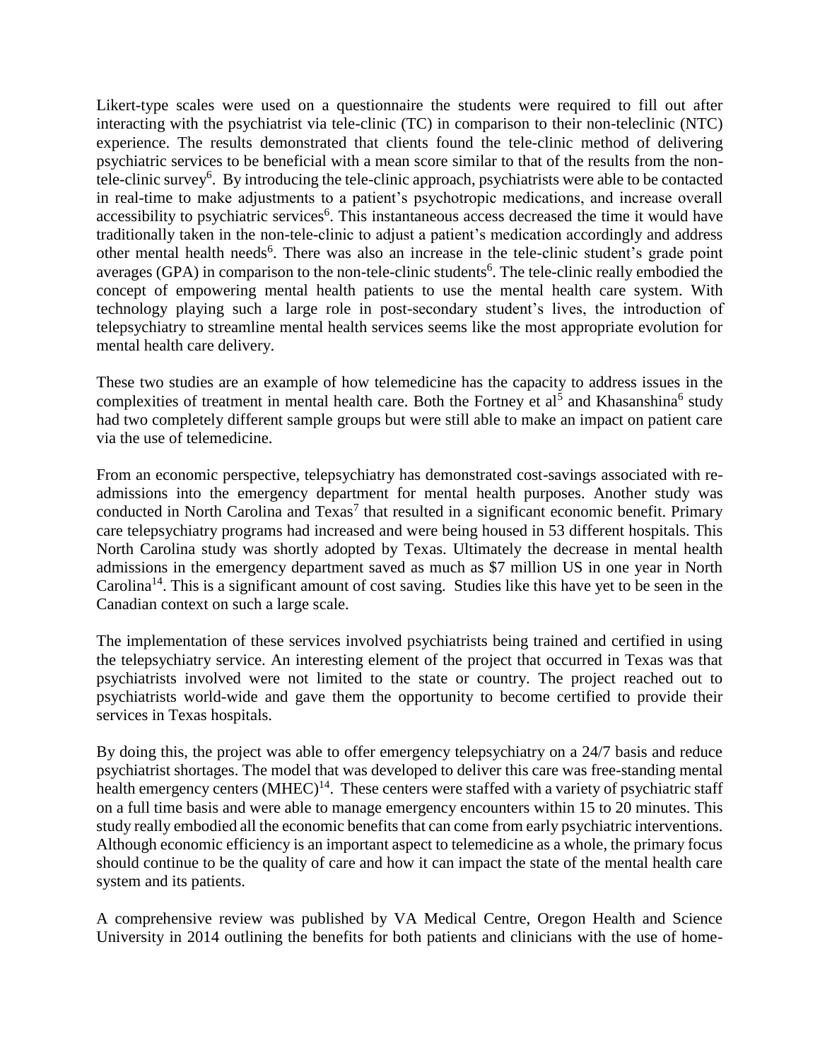Likert-type scales were used on a questionnaire the students were required to fill out after interacting with the psychiatrist via tele-clinic (TC) in comparison to their non-teleclinic (NTC) experience. The results demonstrated that clients found the tele-clinic method of delivering psychiatric services to be beneficial with a mean score similar to that of the results from the non-tele-clinic survey[6]. By introducing the tele-clinic approach, psychiatrists were able to be contacted in real-time to make adjustments to a patient's psychotropic medications, and increase overall accessibility to psychiatric services[6]. This instantaneous access decreased the time it would have traditionally taken in the non-tele-clinic to adjust a patient's medication accordingly and address other mental health needs[6]. There was also an increase in the tele-clinic student's grade point averages (GPA) in comparison to the non-tele-clinic students[6]. The tele-clinic really embodied the concept of empowering mental health patients to use the mental health care system. With technology playing such a large role in post-secondary student's lives, the introduction of telepsychiatry to streamline mental health services seems like the most appropriate evolution for mental health care delivery.

These two studies are an example of how telemedicine has the capacity to address issues in the complexities of treatment in mental health care. Both the Fortney et al[5] and Khasanshina[6] study had two completely different sample groups but were still able to make an impact on patient care via the use of telemedicine.

From an economic perspective, telepsychiatry has demonstrated cost-savings associated with re-admissions into the emergency department for mental health purposes. Another study was conducted in North Carolina and Texas[7] that resulted in a significant economic benefit. Primary care telepsychiatry programs had increased and were being housed in 53 different hospitals. This North Carolina study was shortly adopted by Texas. Ultimately the decrease in mental health admissions in the emergency department saved as much as $7 million US in one year in North Carolina[14]. This is a significant amount of cost saving. Studies like this have yet to be seen in the Canadian context on such a large scale.

The implementation of these services involved psychiatrists being trained and certified in using the telepsychiatry service. An interesting element of the project that occurred in Texas was that psychiatrists involved were not limited to the state or country. The project reached out to psychiatrists world-wide and gave them the opportunity to become certified to provide their services in Texas hospitals.

By doing this, the project was able to offer emergency telepsychiatry on a 24/7 basis and reduce psychiatrist shortages. The model that was developed to deliver this care was free-standing mental health emergency centers (MHEC)[14]. These centers were staffed with a variety of psychiatric staff on a full time basis and were able to manage emergency encounters within 15 to 20 minutes. This study really embodied all the economic benefits that can come from early psychiatric interventions. Although economic efficiency is an important aspect to telemedicine as a whole, the primary focus should continue to be the quality of care and how it can impact the state of the mental health care system and its patients.

A comprehensive review was published by VA Medical Centre, Oregon Health and Science University in 2014 outlining the benefits for both patients and clinicians with the use of home-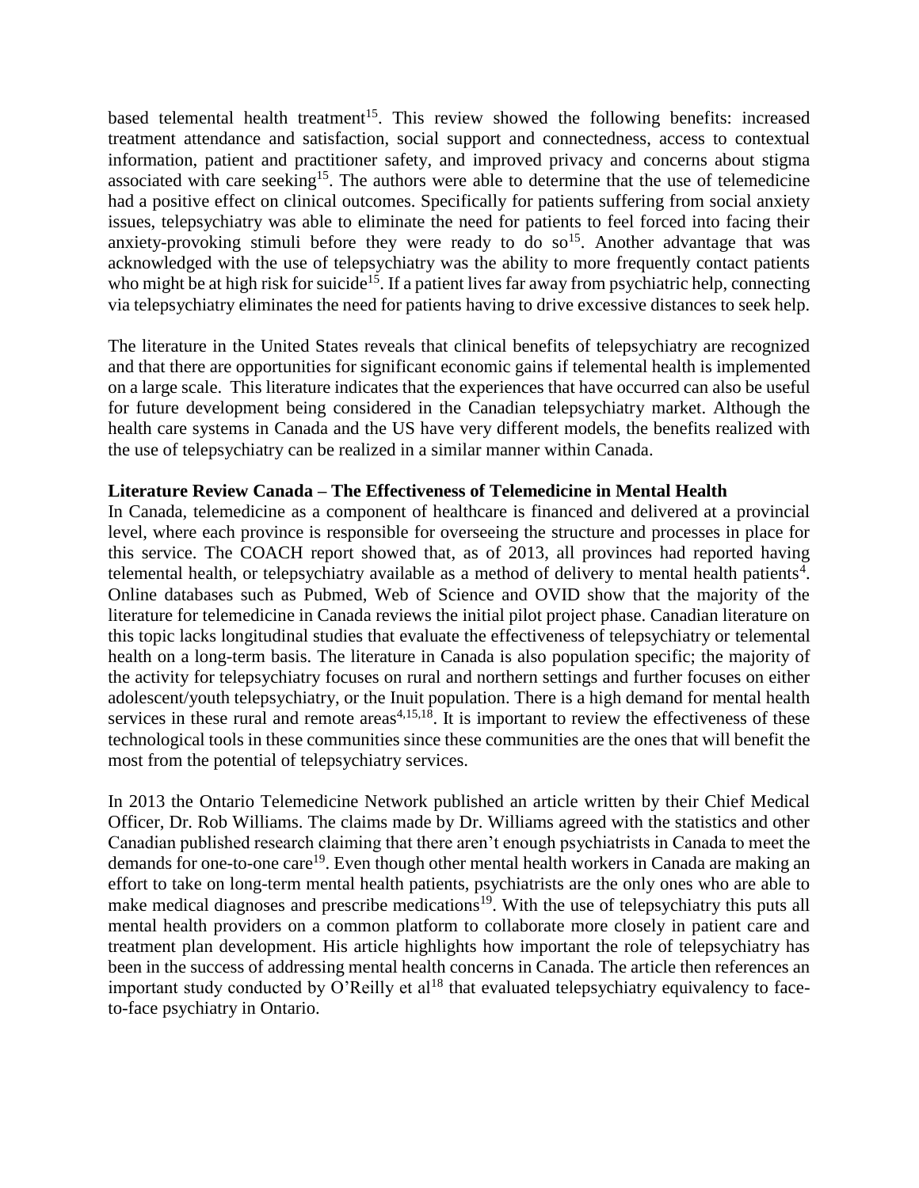based telemental health treatment[15]. This review showed the following benefits: increased treatment attendance and satisfaction, social support and connectedness, access to contextual information, patient and practitioner safety, and improved privacy and concerns about stigma associated with care seeking[15]. The authors were able to determine that the use of telemedicine had a positive effect on clinical outcomes. Specifically for patients suffering from social anxiety issues, telepsychiatry was able to eliminate the need for patients to feel forced into facing their anxiety-provoking stimuli before they were ready to do so[15]. Another advantage that was acknowledged with the use of telepsychiatry was the ability to more frequently contact patients who might be at high risk for suicide[15]. If a patient lives far away from psychiatric help, connecting via telepsychiatry eliminates the need for patients having to drive excessive distances to seek help.

The literature in the United States reveals that clinical benefits of telepsychiatry are recognized and that there are opportunities for significant economic gains if telemental health is implemented on a large scale. This literature indicates that the experiences that have occurred can also be useful for future development being considered in the Canadian telepsychiatry market. Although the health care systems in Canada and the US have very different models, the benefits realized with the use of telepsychiatry can be realized in a similar manner within Canada.

**Literature Review Canada – The Effectiveness of Telemedicine in Mental Health**

In Canada, telemedicine as a component of healthcare is financed and delivered at a provincial level, where each province is responsible for overseeing the structure and processes in place for this service. The COACH report showed that, as of 2013, all provinces had reported having telemental health, or telepsychiatry available as a method of delivery to mental health patients[4]. Online databases such as Pubmed, Web of Science and OVID show that the majority of the literature for telemedicine in Canada reviews the initial pilot project phase. Canadian literature on this topic lacks longitudinal studies that evaluate the effectiveness of telepsychiatry or telemental health on a long-term basis. The literature in Canada is also population specific; the majority of the activity for telepsychiatry focuses on rural and northern settings and further focuses on either adolescent/youth telepsychiatry, or the Inuit population. There is a high demand for mental health services in these rural and remote areas[4,15,18]. It is important to review the effectiveness of these technological tools in these communities since these communities are the ones that will benefit the most from the potential of telepsychiatry services.

In 2013 the Ontario Telemedicine Network published an article written by their Chief Medical Officer, Dr. Rob Williams. The claims made by Dr. Williams agreed with the statistics and other Canadian published research claiming that there aren't enough psychiatrists in Canada to meet the demands for one-to-one care[19]. Even though other mental health workers in Canada are making an effort to take on long-term mental health patients, psychiatrists are the only ones who are able to make medical diagnoses and prescribe medications[19]. With the use of telepsychiatry this puts all mental health providers on a common platform to collaborate more closely in patient care and treatment plan development. His article highlights how important the role of telepsychiatry has been in the success of addressing mental health concerns in Canada. The article then references an important study conducted by O'Reilly et al[18] that evaluated telepsychiatry equivalency to face-to-face psychiatry in Ontario.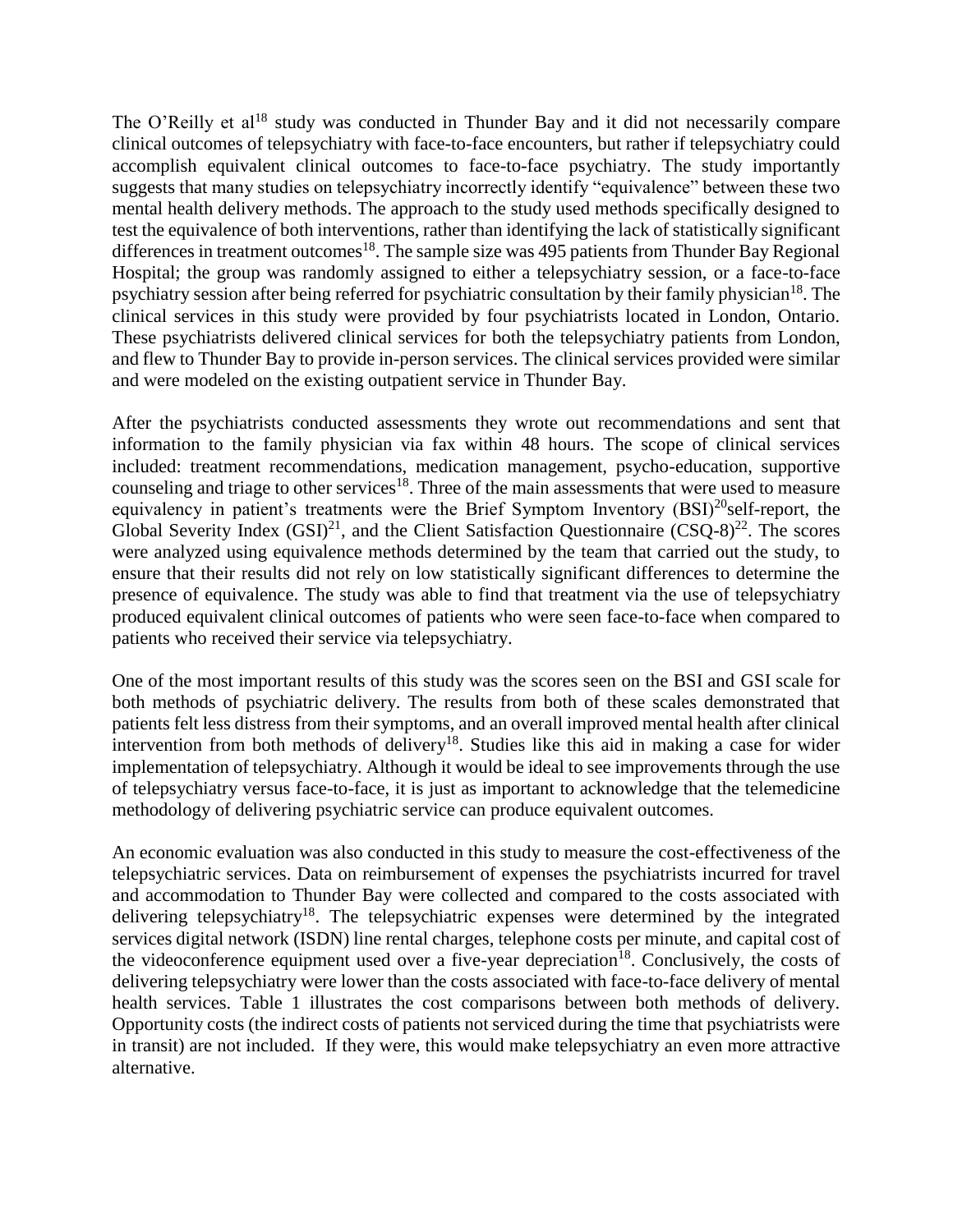The O'Reilly et al[18] study was conducted in Thunder Bay and it did not necessarily compare clinical outcomes of telepsychiatry with face-to-face encounters, but rather if telepsychiatry could accomplish equivalent clinical outcomes to face-to-face psychiatry. The study importantly suggests that many studies on telepsychiatry incorrectly identify "equivalence" between these two mental health delivery methods. The approach to the study used methods specifically designed to test the equivalence of both interventions, rather than identifying the lack of statistically significant differences in treatment outcomes[18]. The sample size was 495 patients from Thunder Bay Regional Hospital; the group was randomly assigned to either a telepsychiatry session, or a face-to-face psychiatry session after being referred for psychiatric consultation by their family physician[18]. The clinical services in this study were provided by four psychiatrists located in London, Ontario. These psychiatrists delivered clinical services for both the telepsychiatry patients from London, and flew to Thunder Bay to provide in-person services. The clinical services provided were similar and were modeled on the existing outpatient service in Thunder Bay.

After the psychiatrists conducted assessments they wrote out recommendations and sent that information to the family physician via fax within 48 hours. The scope of clinical services included: treatment recommendations, medication management, psycho-education, supportive counseling and triage to other services[18]. Three of the main assessments that were used to measure equivalency in patient's treatments were the Brief Symptom Inventory (BSI)[20]self-report, the Global Severity Index (GSI)[21], and the Client Satisfaction Questionnaire (CSQ-8)[22]. The scores were analyzed using equivalence methods determined by the team that carried out the study, to ensure that their results did not rely on low statistically significant differences to determine the presence of equivalence. The study was able to find that treatment via the use of telepsychiatry produced equivalent clinical outcomes of patients who were seen face-to-face when compared to patients who received their service via telepsychiatry.

One of the most important results of this study was the scores seen on the BSI and GSI scale for both methods of psychiatric delivery. The results from both of these scales demonstrated that patients felt less distress from their symptoms, and an overall improved mental health after clinical intervention from both methods of delivery[18]. Studies like this aid in making a case for wider implementation of telepsychiatry. Although it would be ideal to see improvements through the use of telepsychiatry versus face-to-face, it is just as important to acknowledge that the telemedicine methodology of delivering psychiatric service can produce equivalent outcomes.

An economic evaluation was also conducted in this study to measure the cost-effectiveness of the telepsychiatric services. Data on reimbursement of expenses the psychiatrists incurred for travel and accommodation to Thunder Bay were collected and compared to the costs associated with delivering telepsychiatry[18]. The telepsychiatric expenses were determined by the integrated services digital network (ISDN) line rental charges, telephone costs per minute, and capital cost of the videoconference equipment used over a five-year depreciation[18]. Conclusively, the costs of delivering telepsychiatry were lower than the costs associated with face-to-face delivery of mental health services. Table 1 illustrates the cost comparisons between both methods of delivery. Opportunity costs (the indirect costs of patients not serviced during the time that psychiatrists were in transit) are not included. If they were, this would make telepsychiatry an even more attractive alternative.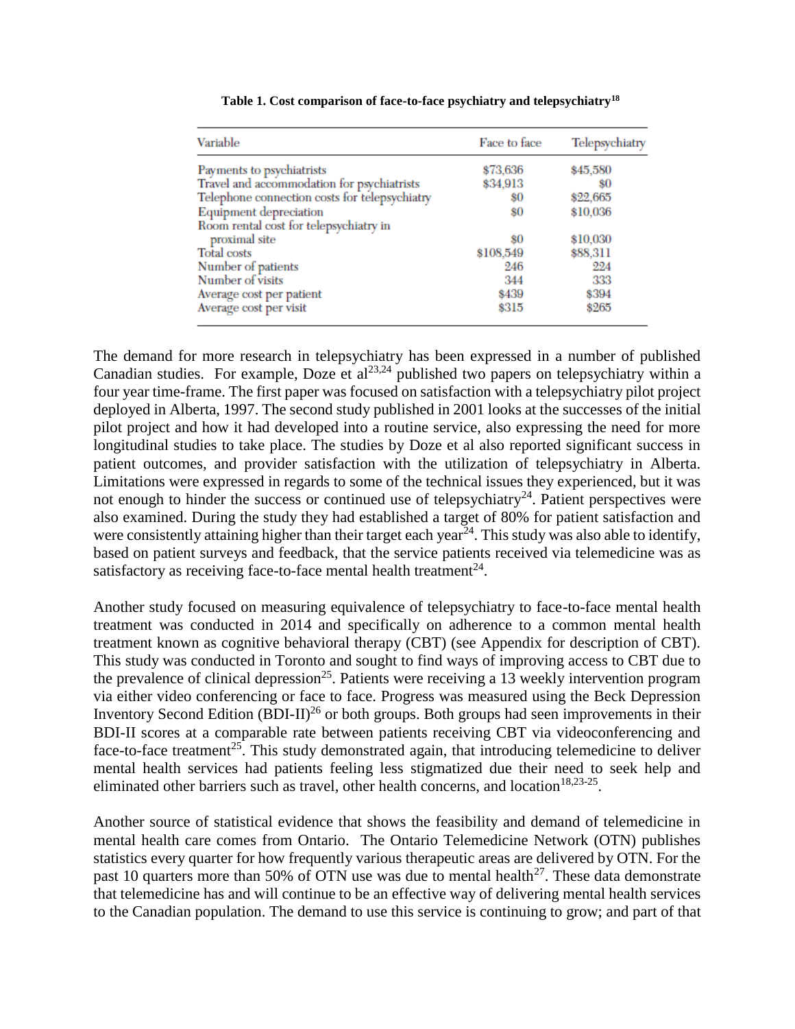**Table 1. Cost comparison of face-to-face psychiatry and telepsychiatry[18]**

| Variable | Face to face | Telepsychiatry |
|---|---|---|
| Payments to psychiatrists | $73,636 | $45,580 |
| Travel and accommodation for psychiatrists | $34,913 | $0 |
| Telephone connection costs for telepsychiatry | $0 | $22,665 |
| Equipment depreciation | $0 | $10,036 |
| Room rental cost for telepsychiatry in proximal site | $0 | $10,030 |
| Total costs | $108,549 | $88,311 |
| Number of patients | 246 | 224 |
| Number of visits | 344 | 333 |
| Average cost per patient | $439 | $394 |
| Average cost per visit | $315 | $265 |

The demand for more research in telepsychiatry has been expressed in a number of published Canadian studies. For example, Doze et al[23,24] published two papers on telepsychiatry within a four year time-frame. The first paper was focused on satisfaction with a telepsychiatry pilot project deployed in Alberta, 1997. The second study published in 2001 looks at the successes of the initial pilot project and how it had developed into a routine service, also expressing the need for more longitudinal studies to take place. The studies by Doze et al also reported significant success in patient outcomes, and provider satisfaction with the utilization of telepsychiatry in Alberta. Limitations were expressed in regards to some of the technical issues they experienced, but it was not enough to hinder the success or continued use of telepsychiatry[24]. Patient perspectives were also examined. During the study they had established a target of 80% for patient satisfaction and were consistently attaining higher than their target each year[24]. This study was also able to identify, based on patient surveys and feedback, that the service patients received via telemedicine was as satisfactory as receiving face-to-face mental health treatment[24].

Another study focused on measuring equivalence of telepsychiatry to face-to-face mental health treatment was conducted in 2014 and specifically on adherence to a common mental health treatment known as cognitive behavioral therapy (CBT) (see Appendix for description of CBT). This study was conducted in Toronto and sought to find ways of improving access to CBT due to the prevalence of clinical depression[25]. Patients were receiving a 13 weekly intervention program via either video conferencing or face to face. Progress was measured using the Beck Depression Inventory Second Edition (BDI-II)[26] or both groups. Both groups had seen improvements in their BDI-II scores at a comparable rate between patients receiving CBT via videoconferencing and face-to-face treatment[25]. This study demonstrated again, that introducing telemedicine to deliver mental health services had patients feeling less stigmatized due their need to seek help and eliminated other barriers such as travel, other health concerns, and location[18,23-25].

Another source of statistical evidence that shows the feasibility and demand of telemedicine in mental health care comes from Ontario. The Ontario Telemedicine Network (OTN) publishes statistics every quarter for how frequently various therapeutic areas are delivered by OTN. For the past 10 quarters more than 50% of OTN use was due to mental health[27]. These data demonstrate that telemedicine has and will continue to be an effective way of delivering mental health services to the Canadian population. The demand to use this service is continuing to grow; and part of that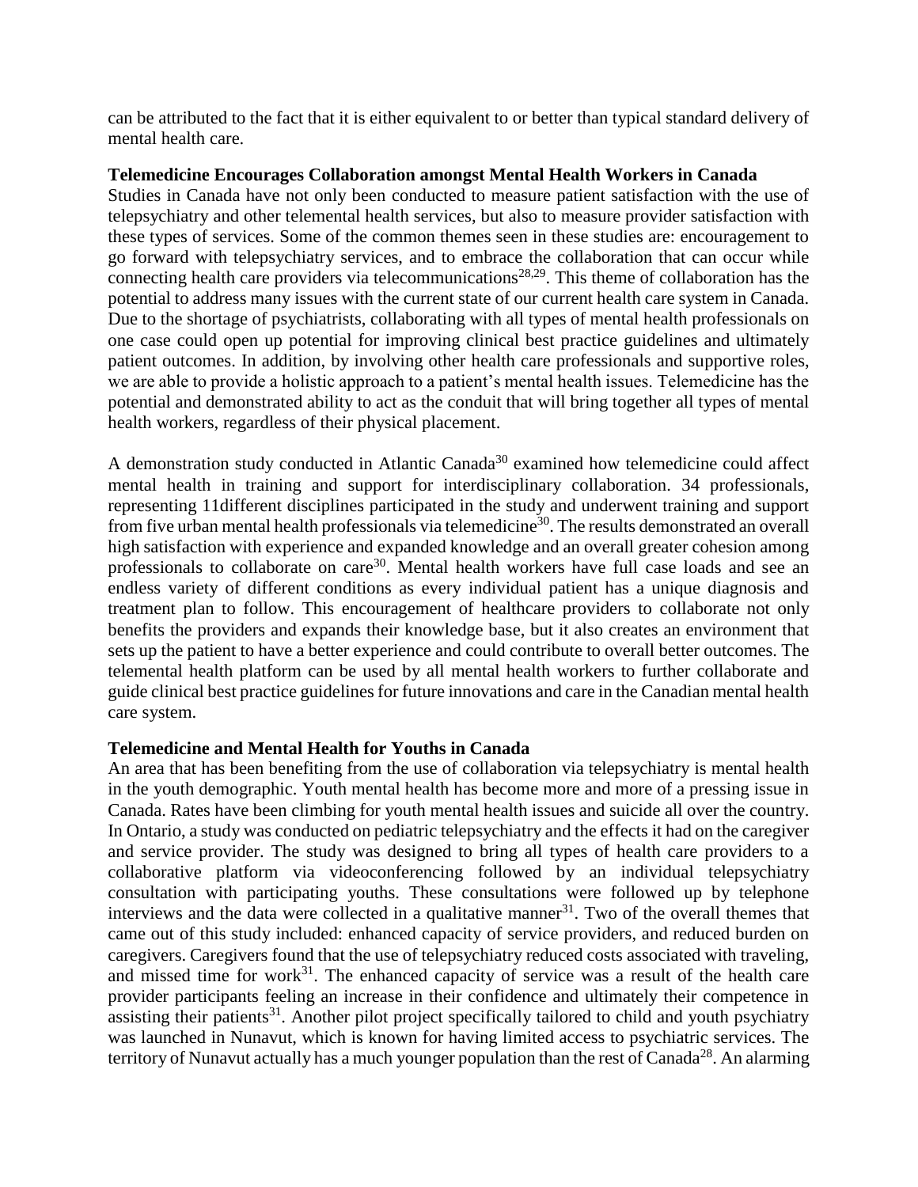can be attributed to the fact that it is either equivalent to or better than typical standard delivery of mental health care.

### Telemedicine Encourages Collaboration amongst Mental Health Workers in Canada

Studies in Canada have not only been conducted to measure patient satisfaction with the use of telepsychiatry and other telemental health services, but also to measure provider satisfaction with these types of services. Some of the common themes seen in these studies are: encouragement to go forward with telepsychiatry services, and to embrace the collaboration that can occur while connecting health care providers via telecommunications[28,29]. This theme of collaboration has the potential to address many issues with the current state of our current health care system in Canada. Due to the shortage of psychiatrists, collaborating with all types of mental health professionals on one case could open up potential for improving clinical best practice guidelines and ultimately patient outcomes. In addition, by involving other health care professionals and supportive roles, we are able to provide a holistic approach to a patient's mental health issues. Telemedicine has the potential and demonstrated ability to act as the conduit that will bring together all types of mental health workers, regardless of their physical placement.

A demonstration study conducted in Atlantic Canada[30] examined how telemedicine could affect mental health in training and support for interdisciplinary collaboration. 34 professionals, representing 11different disciplines participated in the study and underwent training and support from five urban mental health professionals via telemedicine[30]. The results demonstrated an overall high satisfaction with experience and expanded knowledge and an overall greater cohesion among professionals to collaborate on care[30]. Mental health workers have full case loads and see an endless variety of different conditions as every individual patient has a unique diagnosis and treatment plan to follow. This encouragement of healthcare providers to collaborate not only benefits the providers and expands their knowledge base, but it also creates an environment that sets up the patient to have a better experience and could contribute to overall better outcomes. The telemental health platform can be used by all mental health workers to further collaborate and guide clinical best practice guidelines for future innovations and care in the Canadian mental health care system.

### Telemedicine and Mental Health for Youths in Canada

An area that has been benefiting from the use of collaboration via telepsychiatry is mental health in the youth demographic. Youth mental health has become more and more of a pressing issue in Canada. Rates have been climbing for youth mental health issues and suicide all over the country. In Ontario, a study was conducted on pediatric telepsychiatry and the effects it had on the caregiver and service provider. The study was designed to bring all types of health care providers to a collaborative platform via videoconferencing followed by an individual telepsychiatry consultation with participating youths. These consultations were followed up by telephone interviews and the data were collected in a qualitative manner[31]. Two of the overall themes that came out of this study included: enhanced capacity of service providers, and reduced burden on caregivers. Caregivers found that the use of telepsychiatry reduced costs associated with traveling, and missed time for work[31]. The enhanced capacity of service was a result of the health care provider participants feeling an increase in their confidence and ultimately their competence in assisting their patients[31]. Another pilot project specifically tailored to child and youth psychiatry was launched in Nunavut, which is known for having limited access to psychiatric services. The territory of Nunavut actually has a much younger population than the rest of Canada[28]. An alarming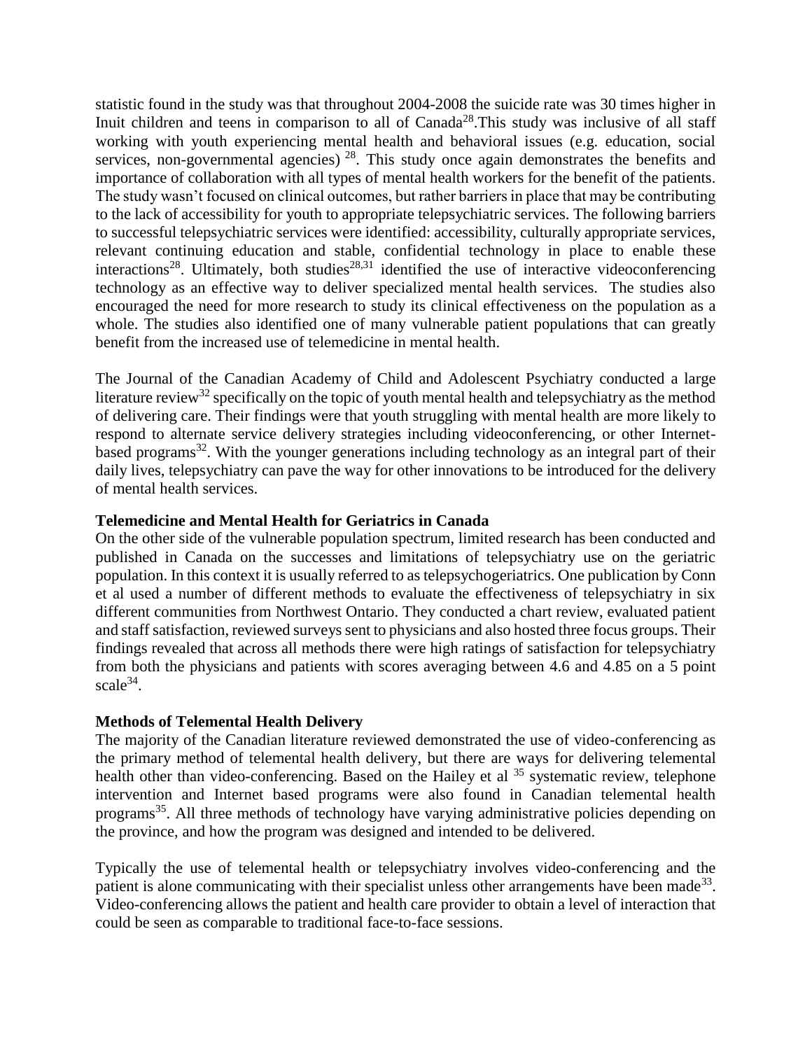statistic found in the study was that throughout 2004-2008 the suicide rate was 30 times higher in Inuit children and teens in comparison to all of Canada[28].This study was inclusive of all staff working with youth experiencing mental health and behavioral issues (e.g. education, social services, non-governmental agencies) [28]. This study once again demonstrates the benefits and importance of collaboration with all types of mental health workers for the benefit of the patients. The study wasn't focused on clinical outcomes, but rather barriers in place that may be contributing to the lack of accessibility for youth to appropriate telepsychiatric services. The following barriers to successful telepsychiatric services were identified: accessibility, culturally appropriate services, relevant continuing education and stable, confidential technology in place to enable these interactions[28]. Ultimately, both studies[28,31] identified the use of interactive videoconferencing technology as an effective way to deliver specialized mental health services. The studies also encouraged the need for more research to study its clinical effectiveness on the population as a whole. The studies also identified one of many vulnerable patient populations that can greatly benefit from the increased use of telemedicine in mental health.

The Journal of the Canadian Academy of Child and Adolescent Psychiatry conducted a large literature review[32] specifically on the topic of youth mental health and telepsychiatry as the method of delivering care. Their findings were that youth struggling with mental health are more likely to respond to alternate service delivery strategies including videoconferencing, or other Internet-based programs[32]. With the younger generations including technology as an integral part of their daily lives, telepsychiatry can pave the way for other innovations to be introduced for the delivery of mental health services.

**Telemedicine and Mental Health for Geriatrics in Canada**

On the other side of the vulnerable population spectrum, limited research has been conducted and published in Canada on the successes and limitations of telepsychiatry use on the geriatric population. In this context it is usually referred to as telepsychogeriatrics. One publication by Conn et al used a number of different methods to evaluate the effectiveness of telepsychiatry in six different communities from Northwest Ontario. They conducted a chart review, evaluated patient and staff satisfaction, reviewed surveys sent to physicians and also hosted three focus groups. Their findings revealed that across all methods there were high ratings of satisfaction for telepsychiatry from both the physicians and patients with scores averaging between 4.6 and 4.85 on a 5 point scale[34].

**Methods of Telemental Health Delivery**

The majority of the Canadian literature reviewed demonstrated the use of video-conferencing as the primary method of telemental health delivery, but there are ways for delivering telemental health other than video-conferencing. Based on the Hailey et al [35] systematic review, telephone intervention and Internet based programs were also found in Canadian telemental health programs[35]. All three methods of technology have varying administrative policies depending on the province, and how the program was designed and intended to be delivered.

Typically the use of telemental health or telepsychiatry involves video-conferencing and the patient is alone communicating with their specialist unless other arrangements have been made[33]. Video-conferencing allows the patient and health care provider to obtain a level of interaction that could be seen as comparable to traditional face-to-face sessions.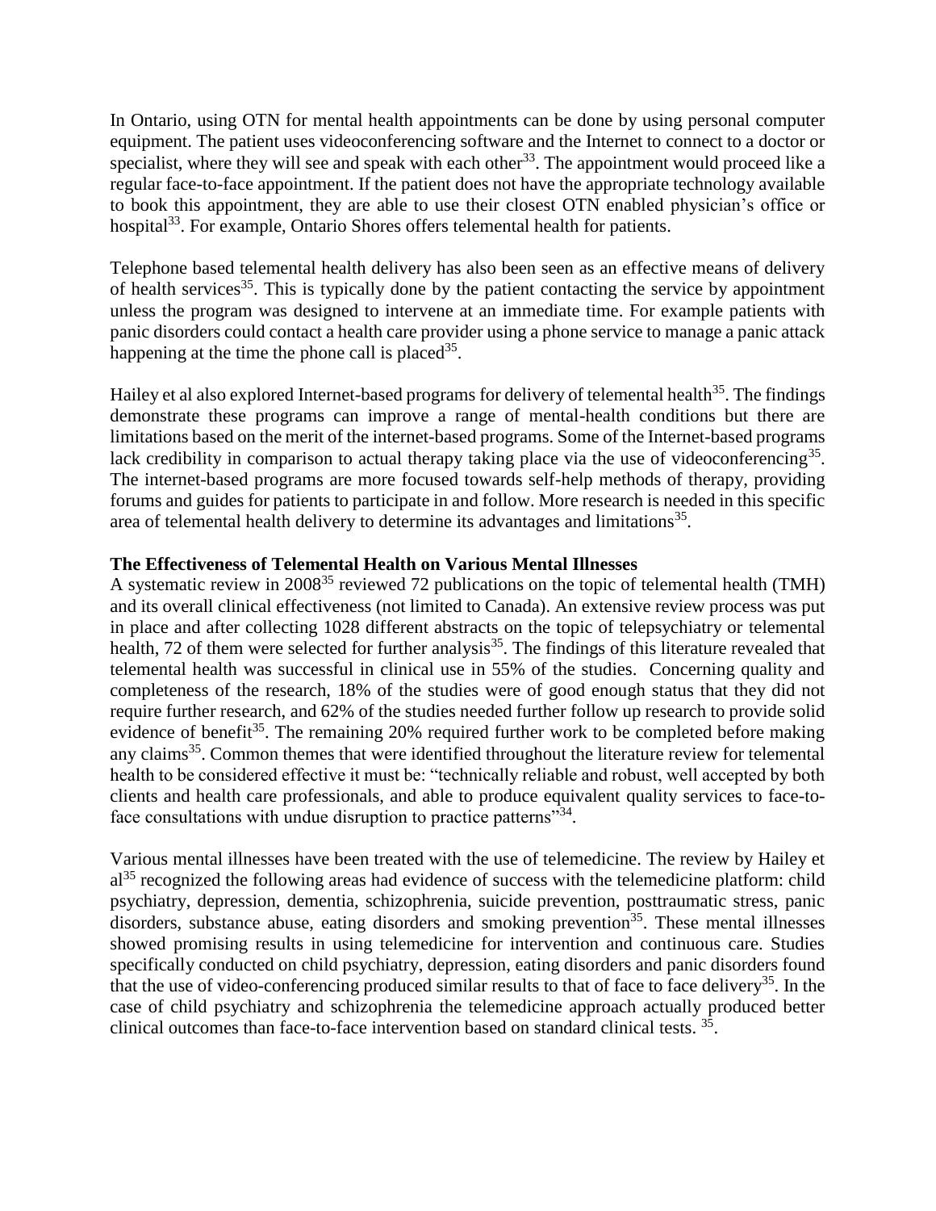In Ontario, using OTN for mental health appointments can be done by using personal computer equipment. The patient uses videoconferencing software and the Internet to connect to a doctor or specialist, where they will see and speak with each other[33]. The appointment would proceed like a regular face-to-face appointment. If the patient does not have the appropriate technology available to book this appointment, they are able to use their closest OTN enabled physician's office or hospital[33]. For example, Ontario Shores offers telemental health for patients.

Telephone based telemental health delivery has also been seen as an effective means of delivery of health services[35]. This is typically done by the patient contacting the service by appointment unless the program was designed to intervene at an immediate time. For example patients with panic disorders could contact a health care provider using a phone service to manage a panic attack happening at the time the phone call is placed[35].

Hailey et al also explored Internet-based programs for delivery of telemental health[35]. The findings demonstrate these programs can improve a range of mental-health conditions but there are limitations based on the merit of the internet-based programs. Some of the Internet-based programs lack credibility in comparison to actual therapy taking place via the use of videoconferencing[35]. The internet-based programs are more focused towards self-help methods of therapy, providing forums and guides for patients to participate in and follow. More research is needed in this specific area of telemental health delivery to determine its advantages and limitations[35].

**The Effectiveness of Telemental Health on Various Mental Illnesses**

A systematic review in 2008[35] reviewed 72 publications on the topic of telemental health (TMH) and its overall clinical effectiveness (not limited to Canada). An extensive review process was put in place and after collecting 1028 different abstracts on the topic of telepsychiatry or telemental health, 72 of them were selected for further analysis[35]. The findings of this literature revealed that telemental health was successful in clinical use in 55% of the studies. Concerning quality and completeness of the research, 18% of the studies were of good enough status that they did not require further research, and 62% of the studies needed further follow up research to provide solid evidence of benefit[35]. The remaining 20% required further work to be completed before making any claims[35]. Common themes that were identified throughout the literature review for telemental health to be considered effective it must be: "technically reliable and robust, well accepted by both clients and health care professionals, and able to produce equivalent quality services to face-to-face consultations with undue disruption to practice patterns"[34].

Various mental illnesses have been treated with the use of telemedicine. The review by Hailey et al[35] recognized the following areas had evidence of success with the telemedicine platform: child psychiatry, depression, dementia, schizophrenia, suicide prevention, posttraumatic stress, panic disorders, substance abuse, eating disorders and smoking prevention[35]. These mental illnesses showed promising results in using telemedicine for intervention and continuous care. Studies specifically conducted on child psychiatry, depression, eating disorders and panic disorders found that the use of video-conferencing produced similar results to that of face to face delivery[35]. In the case of child psychiatry and schizophrenia the telemedicine approach actually produced better clinical outcomes than face-to-face intervention based on standard clinical tests. [35].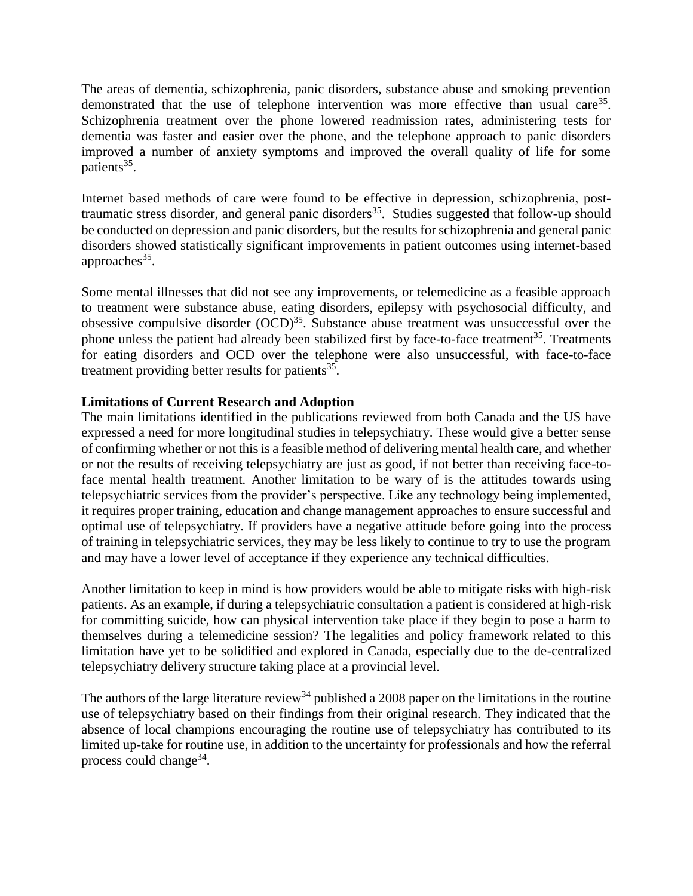The areas of dementia, schizophrenia, panic disorders, substance abuse and smoking prevention demonstrated that the use of telephone intervention was more effective than usual care[35]. Schizophrenia treatment over the phone lowered readmission rates, administering tests for dementia was faster and easier over the phone, and the telephone approach to panic disorders improved a number of anxiety symptoms and improved the overall quality of life for some patients[35].

Internet based methods of care were found to be effective in depression, schizophrenia, post-traumatic stress disorder, and general panic disorders[35]. Studies suggested that follow-up should be conducted on depression and panic disorders, but the results for schizophrenia and general panic disorders showed statistically significant improvements in patient outcomes using internet-based approaches[35].

Some mental illnesses that did not see any improvements, or telemedicine as a feasible approach to treatment were substance abuse, eating disorders, epilepsy with psychosocial difficulty, and obsessive compulsive disorder (OCD)[35]. Substance abuse treatment was unsuccessful over the phone unless the patient had already been stabilized first by face-to-face treatment[35]. Treatments for eating disorders and OCD over the telephone were also unsuccessful, with face-to-face treatment providing better results for patients[35].

**Limitations of Current Research and Adoption**

The main limitations identified in the publications reviewed from both Canada and the US have expressed a need for more longitudinal studies in telepsychiatry. These would give a better sense of confirming whether or not this is a feasible method of delivering mental health care, and whether or not the results of receiving telepsychiatry are just as good, if not better than receiving face-to-face mental health treatment. Another limitation to be wary of is the attitudes towards using telepsychiatric services from the provider's perspective. Like any technology being implemented, it requires proper training, education and change management approaches to ensure successful and optimal use of telepsychiatry. If providers have a negative attitude before going into the process of training in telepsychiatric services, they may be less likely to continue to try to use the program and may have a lower level of acceptance if they experience any technical difficulties.

Another limitation to keep in mind is how providers would be able to mitigate risks with high-risk patients. As an example, if during a telepsychiatric consultation a patient is considered at high-risk for committing suicide, how can physical intervention take place if they begin to pose a harm to themselves during a telemedicine session? The legalities and policy framework related to this limitation have yet to be solidified and explored in Canada, especially due to the de-centralized telepsychiatry delivery structure taking place at a provincial level.

The authors of the large literature review[34] published a 2008 paper on the limitations in the routine use of telepsychiatry based on their findings from their original research. They indicated that the absence of local champions encouraging the routine use of telepsychiatry has contributed to its limited up-take for routine use, in addition to the uncertainty for professionals and how the referral process could change[34].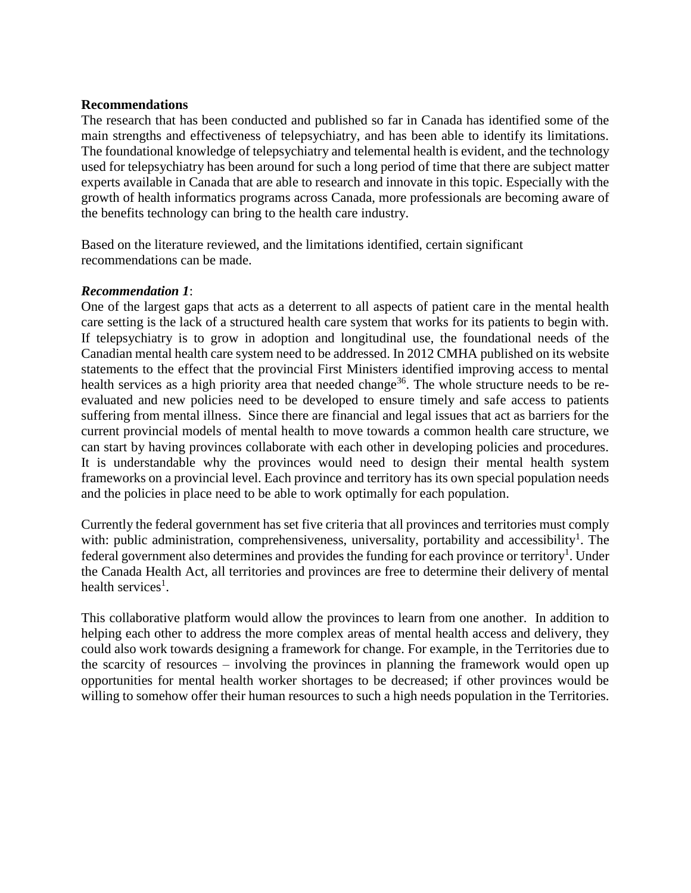**Recommendations**

The research that has been conducted and published so far in Canada has identified some of the main strengths and effectiveness of telepsychiatry, and has been able to identify its limitations. The foundational knowledge of telepsychiatry and telemental health is evident, and the technology used for telepsychiatry has been around for such a long period of time that there are subject matter experts available in Canada that are able to research and innovate in this topic. Especially with the growth of health informatics programs across Canada, more professionals are becoming aware of the benefits technology can bring to the health care industry.

Based on the literature reviewed, and the limitations identified, certain significant recommendations can be made.

***Recommendation 1***:

One of the largest gaps that acts as a deterrent to all aspects of patient care in the mental health care setting is the lack of a structured health care system that works for its patients to begin with. If telepsychiatry is to grow in adoption and longitudinal use, the foundational needs of the Canadian mental health care system need to be addressed. In 2012 CMHA published on its website statements to the effect that the provincial First Ministers identified improving access to mental health services as a high priority area that needed change[36]. The whole structure needs to be re-evaluated and new policies need to be developed to ensure timely and safe access to patients suffering from mental illness. Since there are financial and legal issues that act as barriers for the current provincial models of mental health to move towards a common health care structure, we can start by having provinces collaborate with each other in developing policies and procedures. It is understandable why the provinces would need to design their mental health system frameworks on a provincial level. Each province and territory has its own special population needs and the policies in place need to be able to work optimally for each population.

Currently the federal government has set five criteria that all provinces and territories must comply with: public administration, comprehensiveness, universality, portability and accessibility[1]. The federal government also determines and provides the funding for each province or territory[1]. Under the Canada Health Act, all territories and provinces are free to determine their delivery of mental health services[1].

This collaborative platform would allow the provinces to learn from one another. In addition to helping each other to address the more complex areas of mental health access and delivery, they could also work towards designing a framework for change. For example, in the Territories due to the scarcity of resources – involving the provinces in planning the framework would open up opportunities for mental health worker shortages to be decreased; if other provinces would be willing to somehow offer their human resources to such a high needs population in the Territories.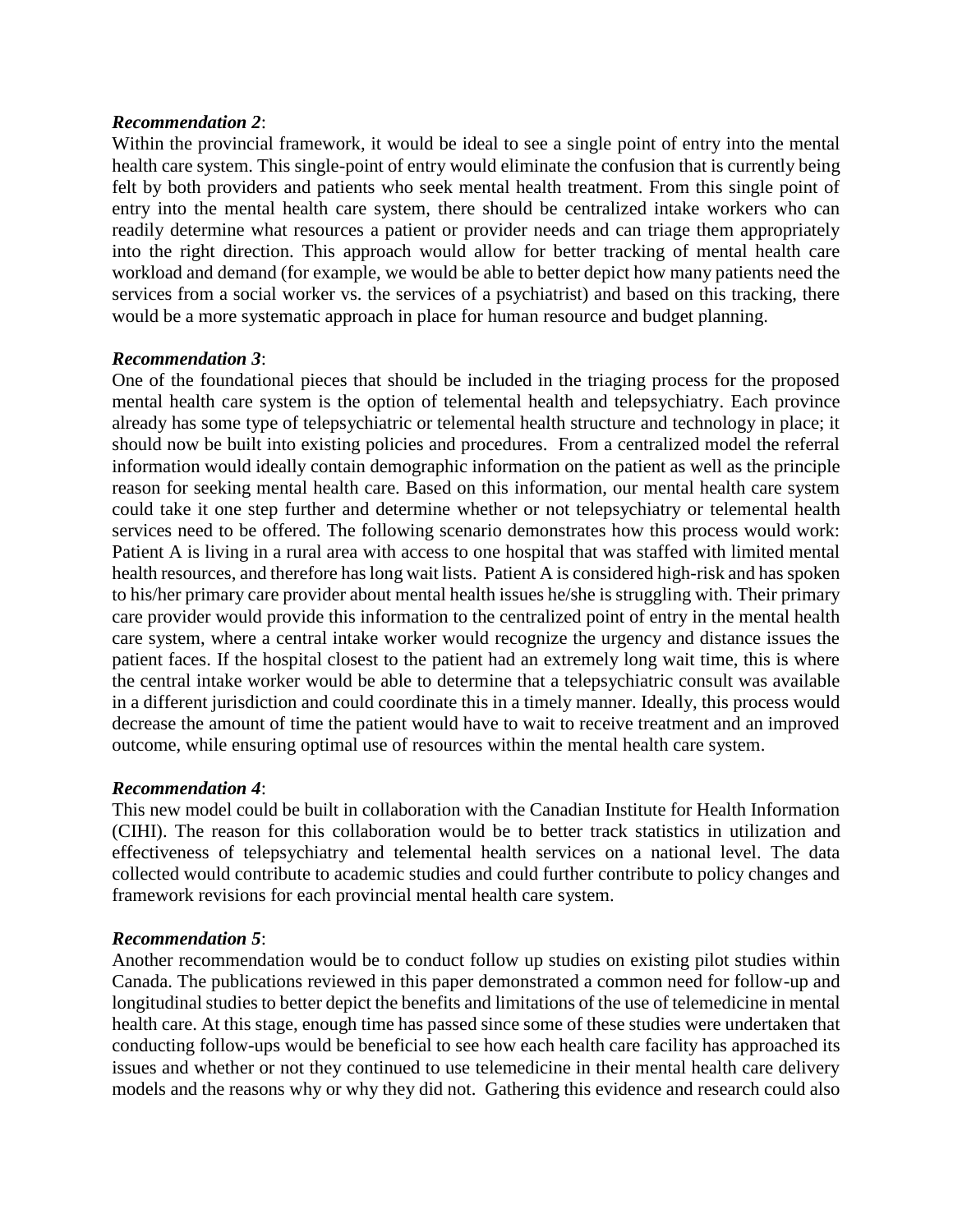***Recommendation 2***:

Within the provincial framework, it would be ideal to see a single point of entry into the mental health care system. This single-point of entry would eliminate the confusion that is currently being felt by both providers and patients who seek mental health treatment. From this single point of entry into the mental health care system, there should be centralized intake workers who can readily determine what resources a patient or provider needs and can triage them appropriately into the right direction. This approach would allow for better tracking of mental health care workload and demand (for example, we would be able to better depict how many patients need the services from a social worker vs. the services of a psychiatrist) and based on this tracking, there would be a more systematic approach in place for human resource and budget planning.

***Recommendation 3***:

One of the foundational pieces that should be included in the triaging process for the proposed mental health care system is the option of telemental health and telepsychiatry. Each province already has some type of telepsychiatric or telemental health structure and technology in place; it should now be built into existing policies and procedures. From a centralized model the referral information would ideally contain demographic information on the patient as well as the principle reason for seeking mental health care. Based on this information, our mental health care system could take it one step further and determine whether or not telepsychiatry or telemental health services need to be offered. The following scenario demonstrates how this process would work: Patient A is living in a rural area with access to one hospital that was staffed with limited mental health resources, and therefore has long wait lists. Patient A is considered high-risk and has spoken to his/her primary care provider about mental health issues he/she is struggling with. Their primary care provider would provide this information to the centralized point of entry in the mental health care system, where a central intake worker would recognize the urgency and distance issues the patient faces. If the hospital closest to the patient had an extremely long wait time, this is where the central intake worker would be able to determine that a telepsychiatric consult was available in a different jurisdiction and could coordinate this in a timely manner. Ideally, this process would decrease the amount of time the patient would have to wait to receive treatment and an improved outcome, while ensuring optimal use of resources within the mental health care system.

***Recommendation 4***:

This new model could be built in collaboration with the Canadian Institute for Health Information (CIHI). The reason for this collaboration would be to better track statistics in utilization and effectiveness of telepsychiatry and telemental health services on a national level. The data collected would contribute to academic studies and could further contribute to policy changes and framework revisions for each provincial mental health care system.

***Recommendation 5***:

Another recommendation would be to conduct follow up studies on existing pilot studies within Canada. The publications reviewed in this paper demonstrated a common need for follow-up and longitudinal studies to better depict the benefits and limitations of the use of telemedicine in mental health care. At this stage, enough time has passed since some of these studies were undertaken that conducting follow-ups would be beneficial to see how each health care facility has approached its issues and whether or not they continued to use telemedicine in their mental health care delivery models and the reasons why or why they did not. Gathering this evidence and research could also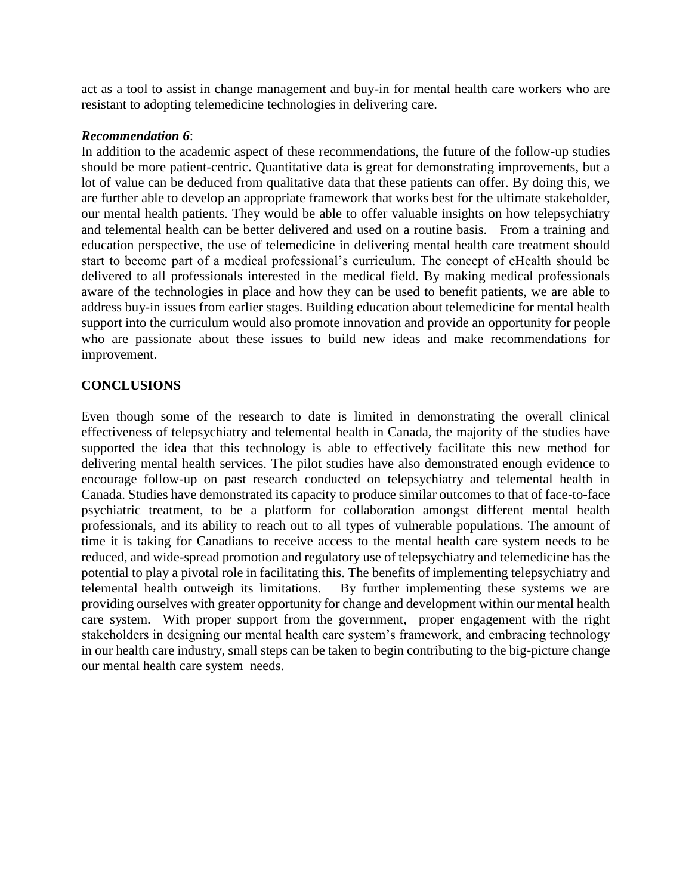act as a tool to assist in change management and buy-in for mental health care workers who are resistant to adopting telemedicine technologies in delivering care.

***Recommendation 6***:

In addition to the academic aspect of these recommendations, the future of the follow-up studies should be more patient-centric. Quantitative data is great for demonstrating improvements, but a lot of value can be deduced from qualitative data that these patients can offer. By doing this, we are further able to develop an appropriate framework that works best for the ultimate stakeholder, our mental health patients. They would be able to offer valuable insights on how telepsychiatry and telemental health can be better delivered and used on a routine basis. From a training and education perspective, the use of telemedicine in delivering mental health care treatment should start to become part of a medical professional's curriculum. The concept of eHealth should be delivered to all professionals interested in the medical field. By making medical professionals aware of the technologies in place and how they can be used to benefit patients, we are able to address buy-in issues from earlier stages. Building education about telemedicine for mental health support into the curriculum would also promote innovation and provide an opportunity for people who are passionate about these issues to build new ideas and make recommendations for improvement.

## CONCLUSIONS

Even though some of the research to date is limited in demonstrating the overall clinical effectiveness of telepsychiatry and telemental health in Canada, the majority of the studies have supported the idea that this technology is able to effectively facilitate this new method for delivering mental health services. The pilot studies have also demonstrated enough evidence to encourage follow-up on past research conducted on telepsychiatry and telemental health in Canada. Studies have demonstrated its capacity to produce similar outcomes to that of face-to-face psychiatric treatment, to be a platform for collaboration amongst different mental health professionals, and its ability to reach out to all types of vulnerable populations. The amount of time it is taking for Canadians to receive access to the mental health care system needs to be reduced, and wide-spread promotion and regulatory use of telepsychiatry and telemedicine has the potential to play a pivotal role in facilitating this. The benefits of implementing telepsychiatry and telemental health outweigh its limitations. By further implementing these systems we are providing ourselves with greater opportunity for change and development within our mental health care system. With proper support from the government, proper engagement with the right stakeholders in designing our mental health care system's framework, and embracing technology in our health care industry, small steps can be taken to begin contributing to the big-picture change our mental health care system needs.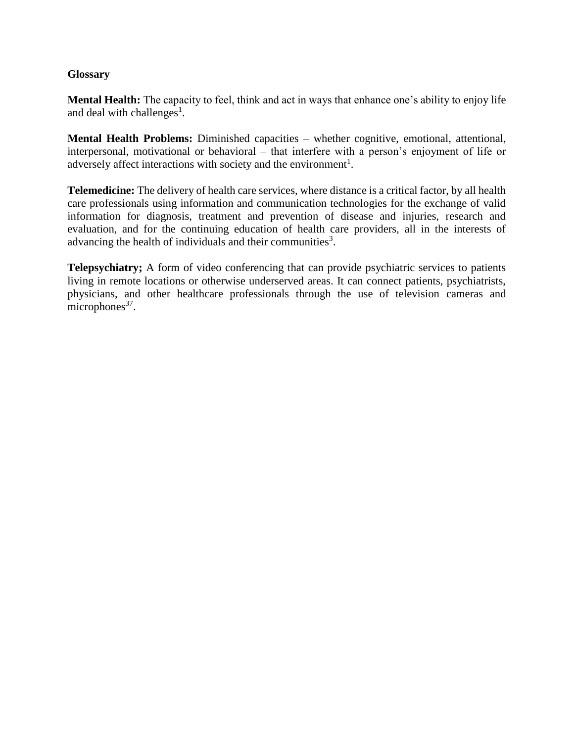## Glossary

**Mental Health:** The capacity to feel, think and act in ways that enhance one's ability to enjoy life and deal with challenges[1].

**Mental Health Problems:** Diminished capacities – whether cognitive, emotional, attentional, interpersonal, motivational or behavioral – that interfere with a person's enjoyment of life or adversely affect interactions with society and the environment[1].

**Telemedicine:** The delivery of health care services, where distance is a critical factor, by all health care professionals using information and communication technologies for the exchange of valid information for diagnosis, treatment and prevention of disease and injuries, research and evaluation, and for the continuing education of health care providers, all in the interests of advancing the health of individuals and their communities[3].

**Telepsychiatry;** A form of video conferencing that can provide psychiatric services to patients living in remote locations or otherwise underserved areas. It can connect patients, psychiatrists, physicians, and other healthcare professionals through the use of television cameras and microphones[37].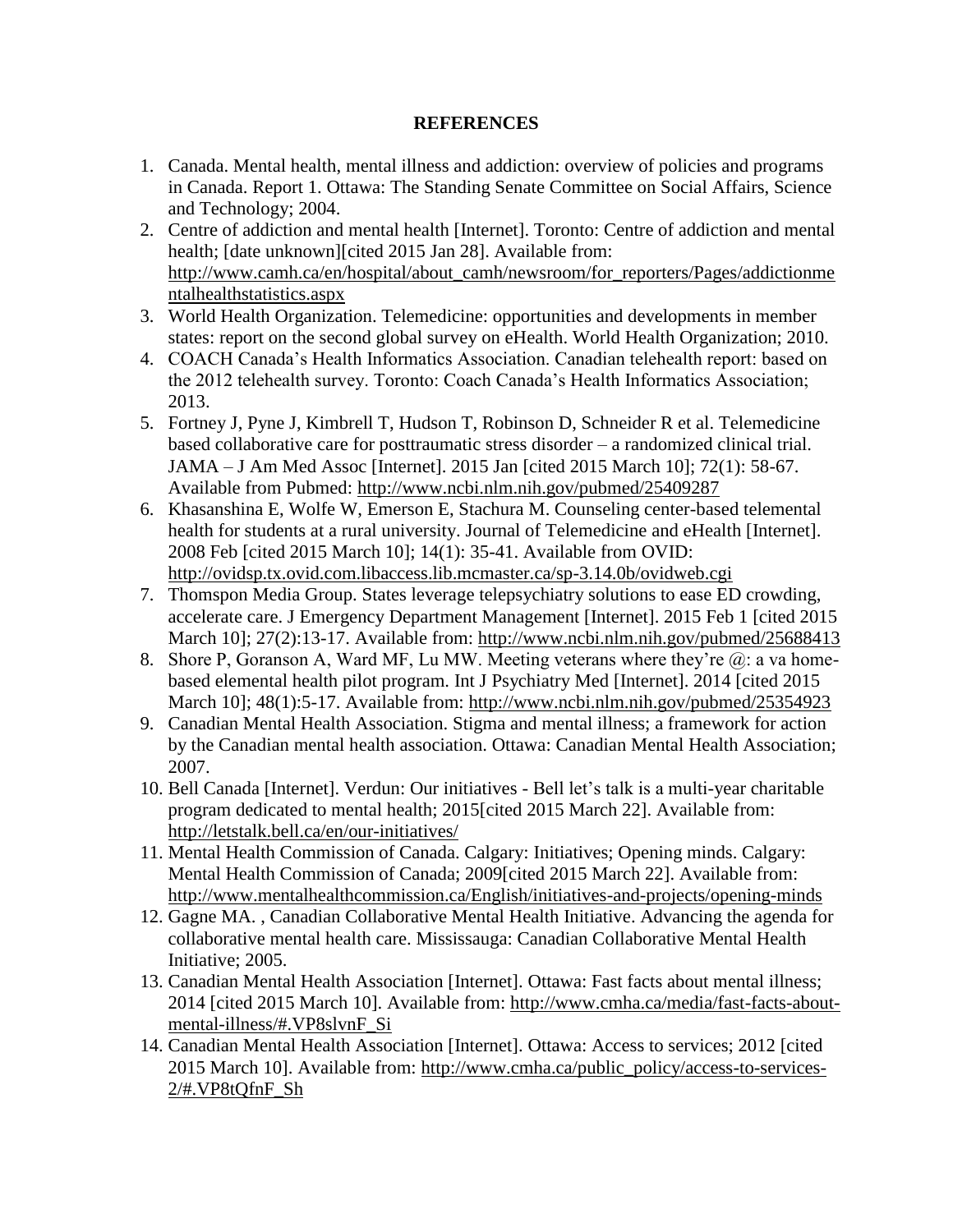## REFERENCES

1. Canada. Mental health, mental illness and addiction: overview of policies and programs in Canada. Report 1. Ottawa: The Standing Senate Committee on Social Affairs, Science and Technology; 2004.
2. Centre of addiction and mental health [Internet]. Toronto: Centre of addiction and mental health; [date unknown][cited 2015 Jan 28]. Available from: http://www.camh.ca/en/hospital/about_camh/newsroom/for_reporters/Pages/addictionmentalhealthstatistics.aspx
3. World Health Organization. Telemedicine: opportunities and developments in member states: report on the second global survey on eHealth. World Health Organization; 2010.
4. COACH Canada's Health Informatics Association. Canadian telehealth report: based on the 2012 telehealth survey. Toronto: Coach Canada's Health Informatics Association; 2013.
5. Fortney J, Pyne J, Kimbrell T, Hudson T, Robinson D, Schneider R et al. Telemedicine based collaborative care for posttraumatic stress disorder – a randomized clinical trial. JAMA – J Am Med Assoc [Internet]. 2015 Jan [cited 2015 March 10]; 72(1): 58-67. Available from Pubmed: http://www.ncbi.nlm.nih.gov/pubmed/25409287
6. Khasanshina E, Wolfe W, Emerson E, Stachura M. Counseling center-based telemental health for students at a rural university. Journal of Telemedicine and eHealth [Internet]. 2008 Feb [cited 2015 March 10]; 14(1): 35-41. Available from OVID: http://ovidsp.tx.ovid.com.libaccess.lib.mcmaster.ca/sp-3.14.0b/ovidweb.cgi
7. Thomspon Media Group. States leverage telepsychiatry solutions to ease ED crowding, accelerate care. J Emergency Department Management [Internet]. 2015 Feb 1 [cited 2015 March 10]; 27(2):13-17. Available from: http://www.ncbi.nlm.nih.gov/pubmed/25688413
8. Shore P, Goranson A, Ward MF, Lu MW. Meeting veterans where they're @: a va home-based elemental health pilot program. Int J Psychiatry Med [Internet]. 2014 [cited 2015 March 10]; 48(1):5-17. Available from: http://www.ncbi.nlm.nih.gov/pubmed/25354923
9. Canadian Mental Health Association. Stigma and mental illness; a framework for action by the Canadian mental health association. Ottawa: Canadian Mental Health Association; 2007.
10. Bell Canada [Internet]. Verdun: Our initiatives - Bell let's talk is a multi-year charitable program dedicated to mental health; 2015[cited 2015 March 22]. Available from: http://letstalk.bell.ca/en/our-initiatives/
11. Mental Health Commission of Canada. Calgary: Initiatives; Opening minds. Calgary: Mental Health Commission of Canada; 2009[cited 2015 March 22]. Available from: http://www.mentalhealthcommission.ca/English/initiatives-and-projects/opening-minds
12. Gagne MA. , Canadian Collaborative Mental Health Initiative. Advancing the agenda for collaborative mental health care. Mississauga: Canadian Collaborative Mental Health Initiative; 2005.
13. Canadian Mental Health Association [Internet]. Ottawa: Fast facts about mental illness; 2014 [cited 2015 March 10]. Available from: http://www.cmha.ca/media/fast-facts-about-mental-illness/#.VP8slvnF_Si
14. Canadian Mental Health Association [Internet]. Ottawa: Access to services; 2012 [cited 2015 March 10]. Available from: http://www.cmha.ca/public_policy/access-to-services-2/#.VP8tQfnF_Sh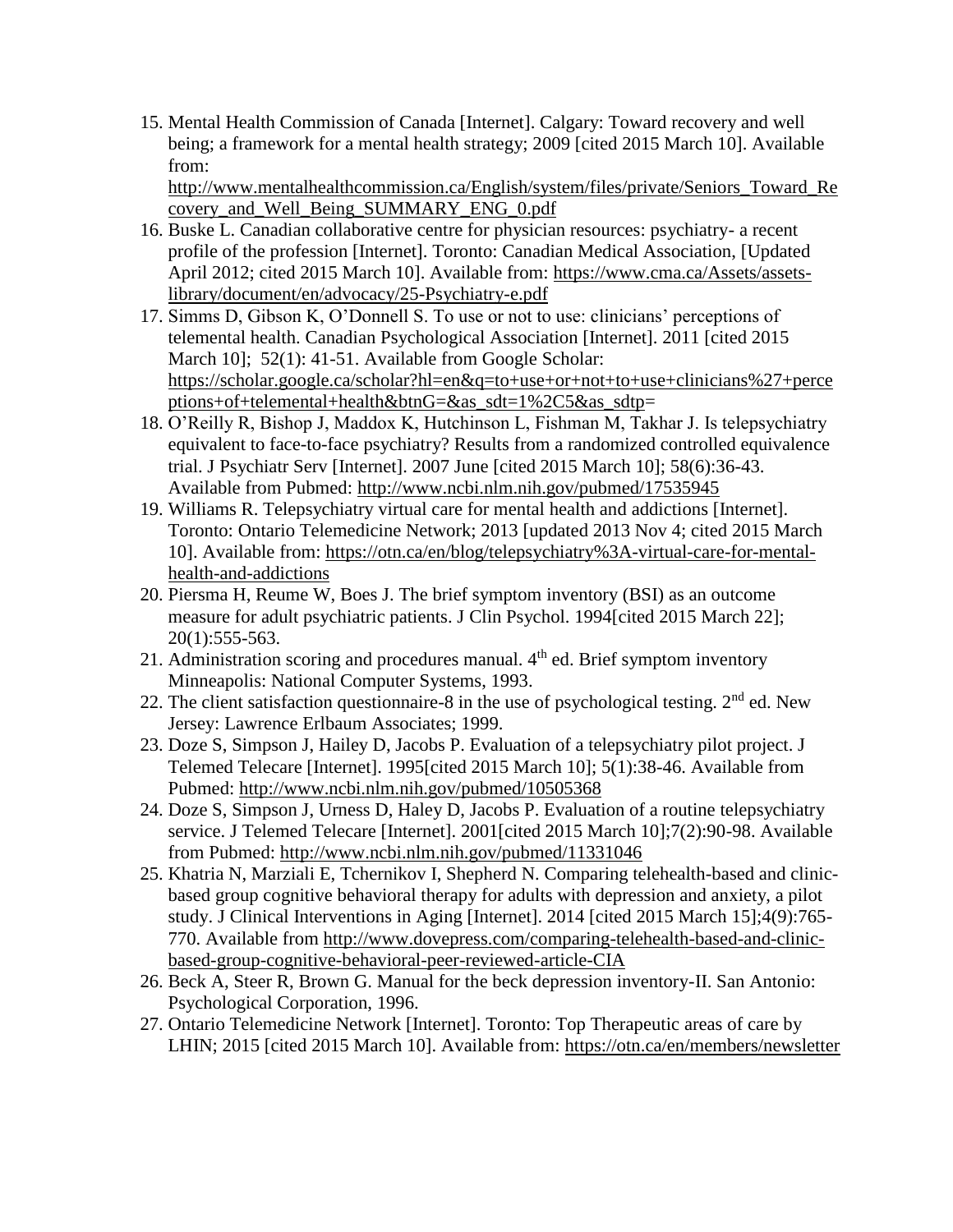15. Mental Health Commission of Canada [Internet]. Calgary: Toward recovery and well being; a framework for a mental health strategy; 2009 [cited 2015 March 10]. Available from: http://www.mentalhealthcommission.ca/English/system/files/private/Seniors_Toward_Recovery_and_Well_Being_SUMMARY_ENG_0.pdf
16. Buske L. Canadian collaborative centre for physician resources: psychiatry- a recent profile of the profession [Internet]. Toronto: Canadian Medical Association, [Updated April 2012; cited 2015 March 10]. Available from: https://www.cma.ca/Assets/assets-library/document/en/advocacy/25-Psychiatry-e.pdf
17. Simms D, Gibson K, O'Donnell S. To use or not to use: clinicians' perceptions of telemental health. Canadian Psychological Association [Internet]. 2011 [cited 2015 March 10]; 52(1): 41-51. Available from Google Scholar: https://scholar.google.ca/scholar?hl=en&q=to+use+or+not+to+use+clinicians%27+perceptions+of+telemental+health&btnG=&as_sdt=1%2C5&as_sdtp=
18. O'Reilly R, Bishop J, Maddox K, Hutchinson L, Fishman M, Takhar J. Is telepsychiatry equivalent to face-to-face psychiatry? Results from a randomized controlled equivalence trial. J Psychiatr Serv [Internet]. 2007 June [cited 2015 March 10]; 58(6):36-43. Available from Pubmed: http://www.ncbi.nlm.nih.gov/pubmed/17535945
19. Williams R. Telepsychiatry virtual care for mental health and addictions [Internet]. Toronto: Ontario Telemedicine Network; 2013 [updated 2013 Nov 4; cited 2015 March 10]. Available from: https://otn.ca/en/blog/telepsychiatry%3A-virtual-care-for-mental-health-and-addictions
20. Piersma H, Reume W, Boes J. The brief symptom inventory (BSI) as an outcome measure for adult psychiatric patients. J Clin Psychol. 1994[cited 2015 March 22]; 20(1):555-563.
21. Administration scoring and procedures manual. 4th ed. Brief symptom inventory Minneapolis: National Computer Systems, 1993.
22. The client satisfaction questionnaire-8 in the use of psychological testing. 2nd ed. New Jersey: Lawrence Erlbaum Associates; 1999.
23. Doze S, Simpson J, Hailey D, Jacobs P. Evaluation of a telepsychiatry pilot project. J Telemed Telecare [Internet]. 1995[cited 2015 March 10]; 5(1):38-46. Available from Pubmed: http://www.ncbi.nlm.nih.gov/pubmed/10505368
24. Doze S, Simpson J, Urness D, Haley D, Jacobs P. Evaluation of a routine telepsychiatry service. J Telemed Telecare [Internet]. 2001[cited 2015 March 10];7(2):90-98. Available from Pubmed: http://www.ncbi.nlm.nih.gov/pubmed/11331046
25. Khatria N, Marziali E, Tchernikov I, Shepherd N. Comparing telehealth-based and clinic-based group cognitive behavioral therapy for adults with depression and anxiety, a pilot study. J Clinical Interventions in Aging [Internet]. 2014 [cited 2015 March 15];4(9):765-770. Available from http://www.dovepress.com/comparing-telehealth-based-and-clinic-based-group-cognitive-behavioral-peer-reviewed-article-CIA
26. Beck A, Steer R, Brown G. Manual for the beck depression inventory-II. San Antonio: Psychological Corporation, 1996.
27. Ontario Telemedicine Network [Internet]. Toronto: Top Therapeutic areas of care by LHIN; 2015 [cited 2015 March 10]. Available from: https://otn.ca/en/members/newsletter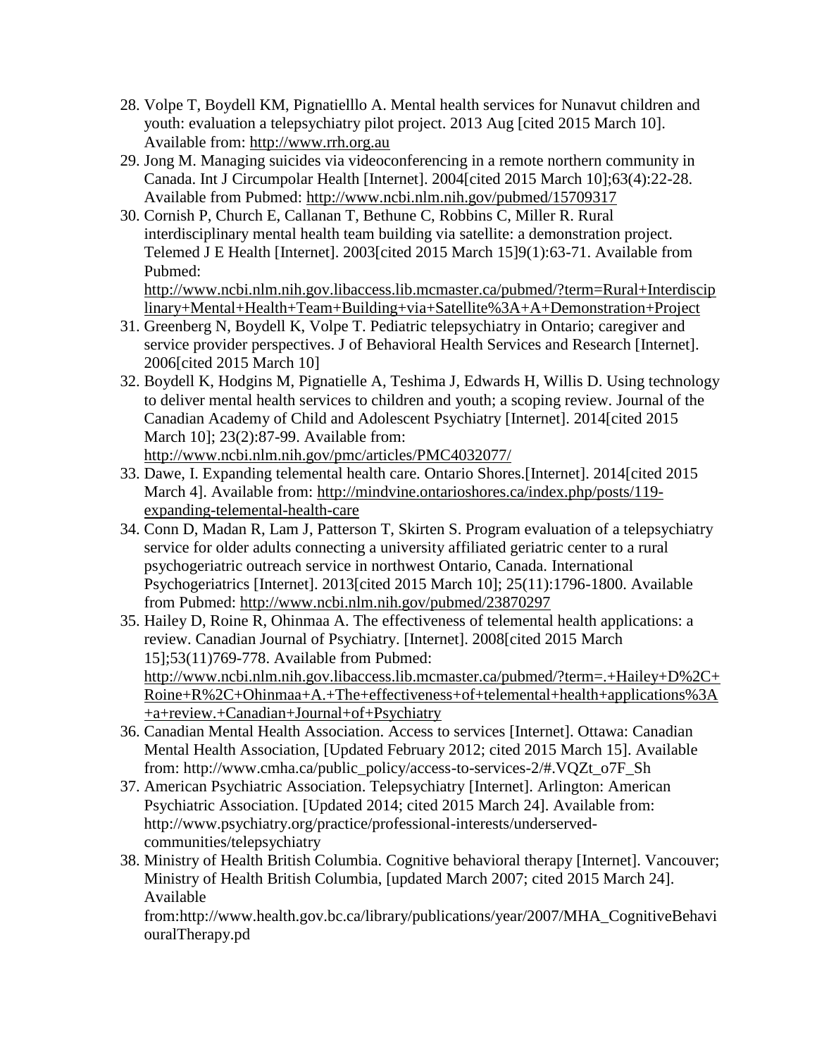28. Volpe T, Boydell KM, Pignatielllo A. Mental health services for Nunavut children and youth: evaluation a telepsychiatry pilot project. 2013 Aug [cited 2015 March 10]. Available from: http://www.rrh.org.au
29. Jong M. Managing suicides via videoconferencing in a remote northern community in Canada. Int J Circumpolar Health [Internet]. 2004[cited 2015 March 10];63(4):22-28. Available from Pubmed: http://www.ncbi.nlm.nih.gov/pubmed/15709317
30. Cornish P, Church E, Callanan T, Bethune C, Robbins C, Miller R. Rural interdisciplinary mental health team building via satellite: a demonstration project. Telemed J E Health [Internet]. 2003[cited 2015 March 15]9(1):63-71. Available from Pubmed: http://www.ncbi.nlm.nih.gov.libaccess.lib.mcmaster.ca/pubmed/?term=Rural+Interdisciplinary+Mental+Health+Team+Building+via+Satellite%3A+A+Demonstration+Project
31. Greenberg N, Boydell K, Volpe T. Pediatric telepsychiatry in Ontario; caregiver and service provider perspectives. J of Behavioral Health Services and Research [Internet]. 2006[cited 2015 March 10]
32. Boydell K, Hodgins M, Pignatielle A, Teshima J, Edwards H, Willis D. Using technology to deliver mental health services to children and youth; a scoping review. Journal of the Canadian Academy of Child and Adolescent Psychiatry [Internet]. 2014[cited 2015 March 10]; 23(2):87-99. Available from: http://www.ncbi.nlm.nih.gov/pmc/articles/PMC4032077/
33. Dawe, I. Expanding telemental health care. Ontario Shores.[Internet]. 2014[cited 2015 March 4]. Available from: http://mindvine.ontarioshores.ca/index.php/posts/119-expanding-telemental-health-care
34. Conn D, Madan R, Lam J, Patterson T, Skirten S. Program evaluation of a telepsychiatry service for older adults connecting a university affiliated geriatric center to a rural psychogeriatric outreach service in northwest Ontario, Canada. International Psychogeriatrics [Internet]. 2013[cited 2015 March 10]; 25(11):1796-1800. Available from Pubmed: http://www.ncbi.nlm.nih.gov/pubmed/23870297
35. Hailey D, Roine R, Ohinmaa A. The effectiveness of telemental health applications: a review. Canadian Journal of Psychiatry. [Internet]. 2008[cited 2015 March 15];53(11)769-778. Available from Pubmed: http://www.ncbi.nlm.nih.gov.libaccess.lib.mcmaster.ca/pubmed/?term=.+Hailey+D%2C+Roine+R%2C+Ohinmaa+A.+The+effectiveness+of+telemental+health+applications%3A+a+review.+Canadian+Journal+of+Psychiatry
36. Canadian Mental Health Association. Access to services [Internet]. Ottawa: Canadian Mental Health Association, [Updated February 2012; cited 2015 March 15]. Available from: http://www.cmha.ca/public_policy/access-to-services-2/#.VQZt_o7F_Sh
37. American Psychiatric Association. Telepsychiatry [Internet]. Arlington: American Psychiatric Association. [Updated 2014; cited 2015 March 24]. Available from: http://www.psychiatry.org/practice/professional-interests/underserved-communities/telepsychiatry
38. Ministry of Health British Columbia. Cognitive behavioral therapy [Internet]. Vancouver; Ministry of Health British Columbia, [updated March 2007; cited 2015 March 24]. Available from:http://www.health.gov.bc.ca/library/publications/year/2007/MHA_CognitiveBehaviouralTherapy.pd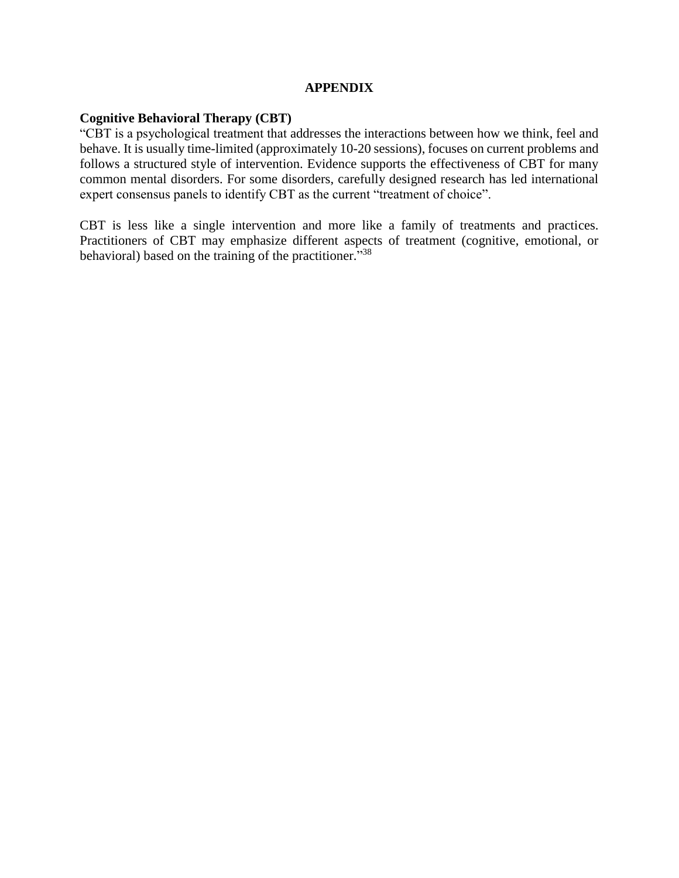## APPENDIX

### Cognitive Behavioral Therapy (CBT)

"CBT is a psychological treatment that addresses the interactions between how we think, feel and behave. It is usually time-limited (approximately 10-20 sessions), focuses on current problems and follows a structured style of intervention. Evidence supports the effectiveness of CBT for many common mental disorders. For some disorders, carefully designed research has led international expert consensus panels to identify CBT as the current "treatment of choice".

CBT is less like a single intervention and more like a family of treatments and practices. Practitioners of CBT may emphasize different aspects of treatment (cognitive, emotional, or behavioral) based on the training of the practitioner."[38]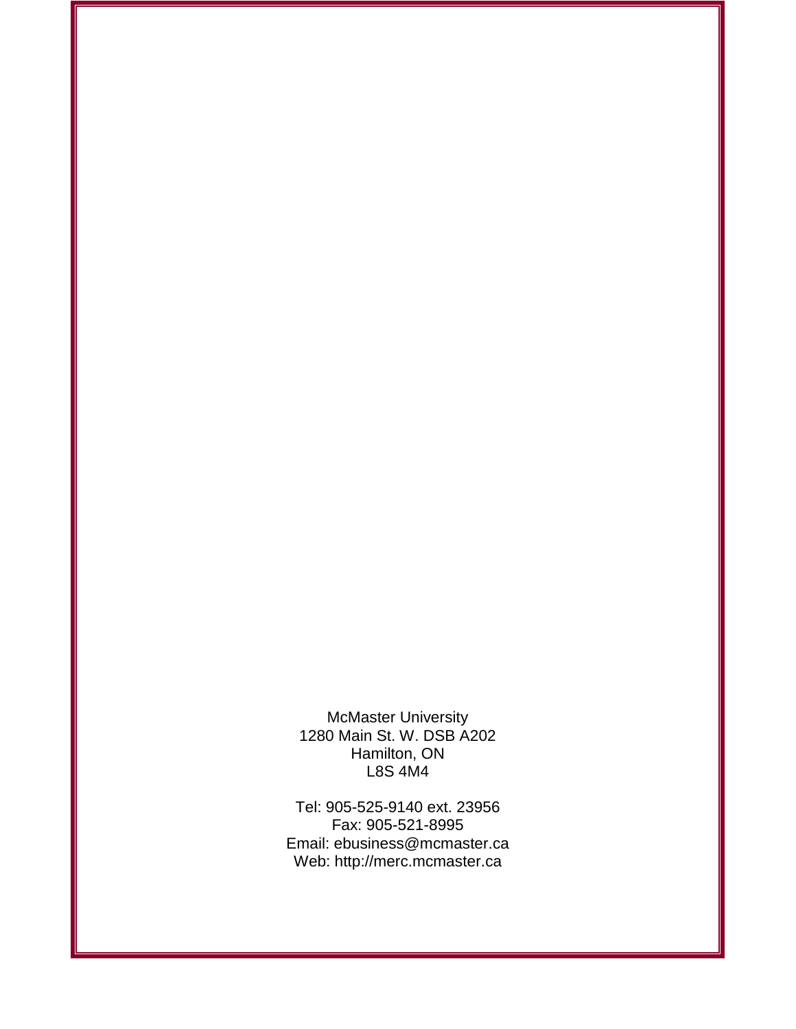McMaster University
1280 Main St. W. DSB A202
Hamilton, ON
L8S 4M4

Tel: 905-525-9140 ext. 23956
Fax: 905-521-8995
Email: ebusiness@mcmaster.ca
Web: http://merc.mcmaster.ca